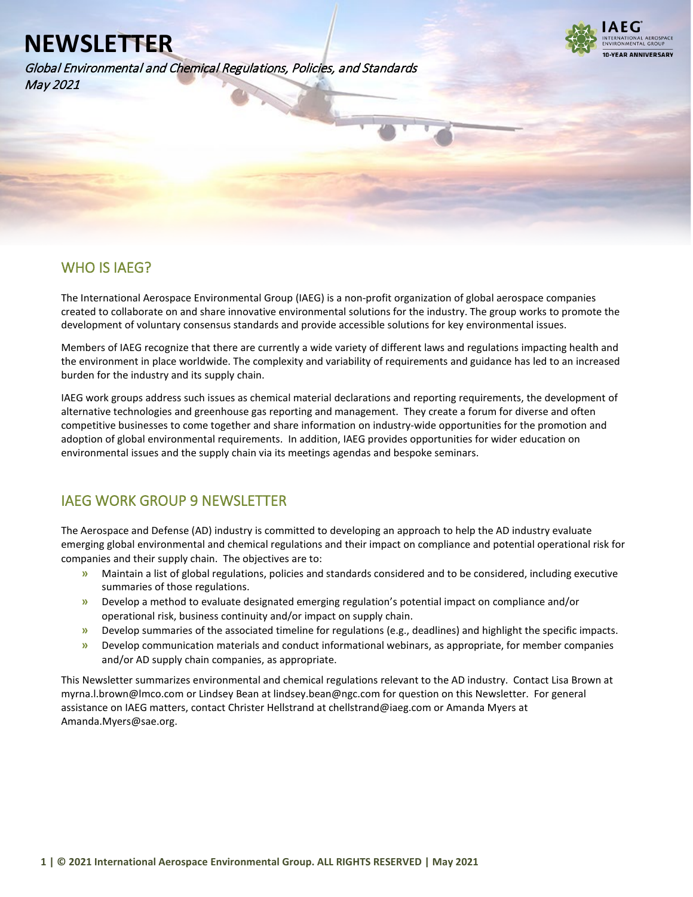# NEWSLETTER

*Global Environmental and Chemical Regulations, Policies, and Standards*
*May 2021*

IAEG
INTERNATIONAL AEROSPACE ENVIRONMENTAL GROUP
10-YEAR ANNIVERSARY

## WHO IS IAEG?

The International Aerospace Environmental Group (IAEG) is a non-profit organization of global aerospace companies created to collaborate on and share innovative environmental solutions for the industry. The group works to promote the development of voluntary consensus standards and provide accessible solutions for key environmental issues.

Members of IAEG recognize that there are currently a wide variety of different laws and regulations impacting health and the environment in place worldwide. The complexity and variability of requirements and guidance has led to an increased burden for the industry and its supply chain.

IAEG work groups address such issues as chemical material declarations and reporting requirements, the development of alternative technologies and greenhouse gas reporting and management. They create a forum for diverse and often competitive businesses to come together and share information on industry-wide opportunities for the promotion and adoption of global environmental requirements. In addition, IAEG provides opportunities for wider education on environmental issues and the supply chain via its meetings agendas and bespoke seminars.

## IAEG WORK GROUP 9 NEWSLETTER

The Aerospace and Defense (AD) industry is committed to developing an approach to help the AD industry evaluate emerging global environmental and chemical regulations and their impact on compliance and potential operational risk for companies and their supply chain. The objectives are to:

- Maintain a list of global regulations, policies and standards considered and to be considered, including executive summaries of those regulations.
- Develop a method to evaluate designated emerging regulation's potential impact on compliance and/or operational risk, business continuity and/or impact on supply chain.
- Develop summaries of the associated timeline for regulations (e.g., deadlines) and highlight the specific impacts.
- Develop communication materials and conduct informational webinars, as appropriate, for member companies and/or AD supply chain companies, as appropriate.

This Newsletter summarizes environmental and chemical regulations relevant to the AD industry. Contact Lisa Brown at myrna.l.brown@lmco.com or Lindsey Bean at lindsey.bean@ngc.com for question on this Newsletter. For general assistance on IAEG matters, contact Christer Hellstrand at chellstrand@iaeg.com or Amanda Myers at Amanda.Myers@sae.org.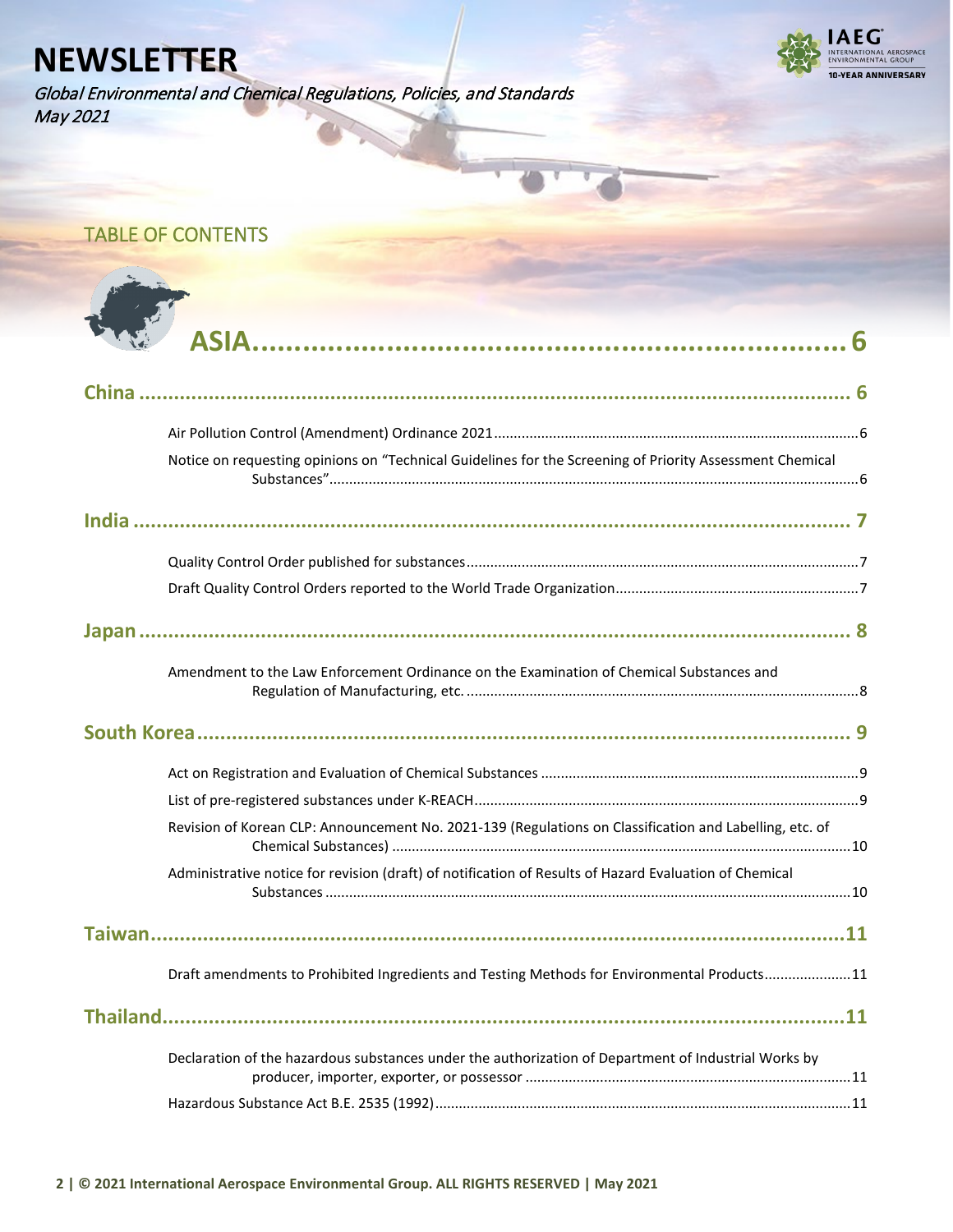# NEWSLETTER

*Global Environmental and Chemical Regulations, Policies, and Standards*
*May 2021*

## TABLE OF CONTENTS

# ASIA........................................................................ 6

## China ........................................................................ 6

Air Pollution Control (Amendment) Ordinance 2021........................................................................ 6

Notice on requesting opinions on "Technical Guidelines for the Screening of Priority Assessment Chemical Substances"........................................................................ 6

## India ........................................................................ 7

Quality Control Order published for substances........................................................................ 7

Draft Quality Control Orders reported to the World Trade Organization........................................................................ 7

## Japan ........................................................................ 8

Amendment to the Law Enforcement Ordinance on the Examination of Chemical Substances and Regulation of Manufacturing, etc. ........................................................................ 8

## South Korea........................................................................ 9

Act on Registration and Evaluation of Chemical Substances ........................................................................ 9

List of pre-registered substances under K-REACH........................................................................ 9

Revision of Korean CLP: Announcement No. 2021-139 (Regulations on Classification and Labelling, etc. of Chemical Substances) ........................................................................ 10

Administrative notice for revision (draft) of notification of Results of Hazard Evaluation of Chemical Substances ........................................................................ 10

## Taiwan........................................................................ 11

Draft amendments to Prohibited Ingredients and Testing Methods for Environmental Products........................................................................ 11

## Thailand........................................................................ 11

Declaration of the hazardous substances under the authorization of Department of Industrial Works by producer, importer, exporter, or possessor ........................................................................ 11

Hazardous Substance Act B.E. 2535 (1992)........................................................................ 11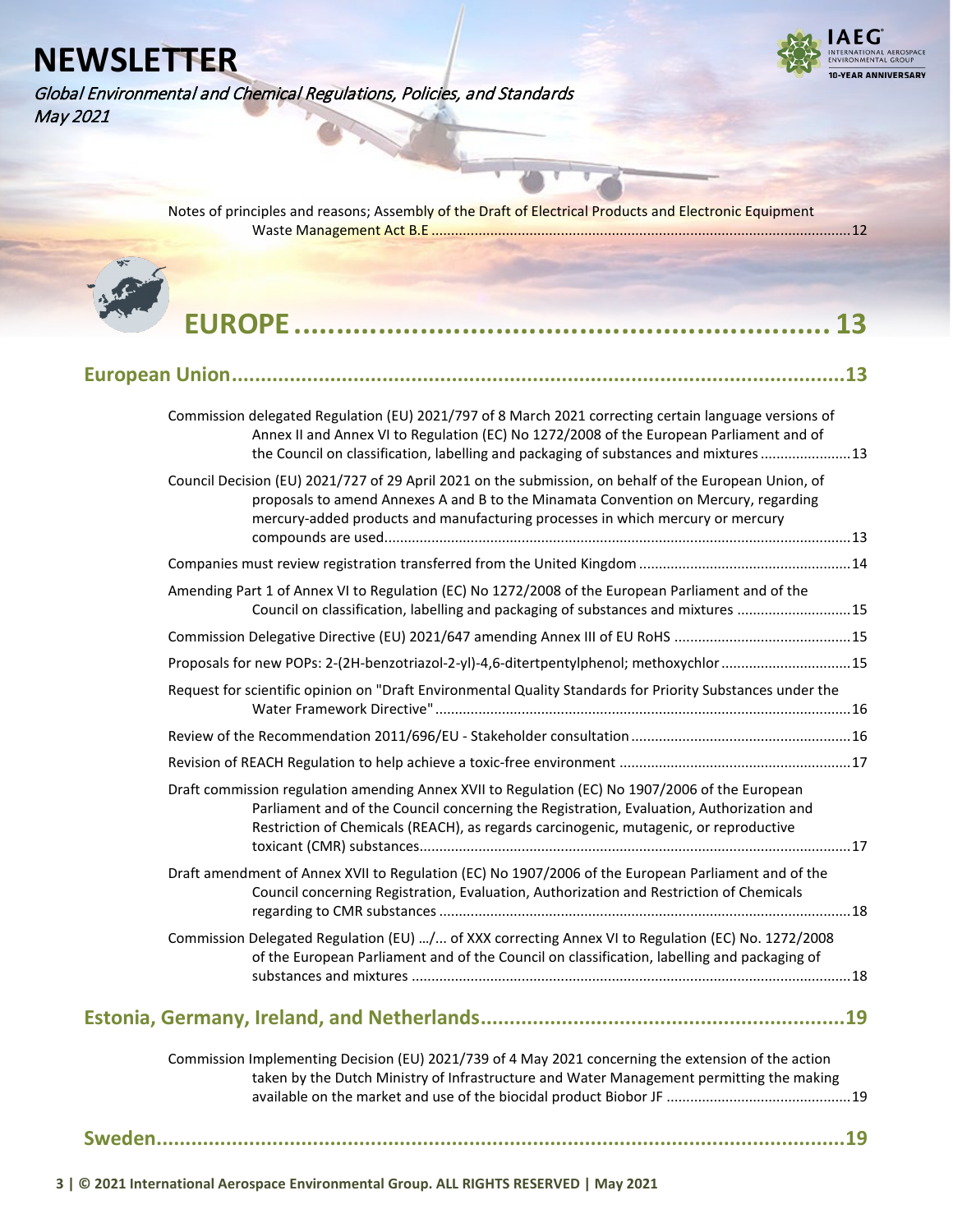Notes of principles and reasons; Assembly of the Draft of Electrical Products and Electronic Equipment Waste Management Act B.E ........................................................................................................ 12

# EUROPE ............................................................. 13

## European Union ............................................................................................ 13

Commission delegated Regulation (EU) 2021/797 of 8 March 2021 correcting certain language versions of Annex II and Annex VI to Regulation (EC) No 1272/2008 of the European Parliament and of the Council on classification, labelling and packaging of substances and mixtures ...................... 13

Council Decision (EU) 2021/727 of 29 April 2021 on the submission, on behalf of the European Union, of proposals to amend Annexes A and B to the Minamata Convention on Mercury, regarding mercury-added products and manufacturing processes in which mercury or mercury compounds are used ........................................................................................................ 13

Companies must review registration transferred from the United Kingdom ..................................................... 14

Amending Part 1 of Annex VI to Regulation (EC) No 1272/2008 of the European Parliament and of the Council on classification, labelling and packaging of substances and mixtures ............................ 15

Commission Delegative Directive (EU) 2021/647 amending Annex III of EU RoHS ............................................ 15

Proposals for new POPs: 2-(2H-benzotriazol-2-yl)-4,6-ditertpentylphenol; methoxychlor ................................ 15

Request for scientific opinion on "Draft Environmental Quality Standards for Priority Substances under the Water Framework Directive" ........................................................................................................ 16

Review of the Recommendation 2011/696/EU - Stakeholder consultation ....................................................... 16

Revision of REACH Regulation to help achieve a toxic-free environment .......................................................... 17

Draft commission regulation amending Annex XVII to Regulation (EC) No 1907/2006 of the European Parliament and of the Council concerning the Registration, Evaluation, Authorization and Restriction of Chemicals (REACH), as regards carcinogenic, mutagenic, or reproductive toxicant (CMR) substances ........................................................................................................ 17

Draft amendment of Annex XVII to Regulation (EC) No 1907/2006 of the European Parliament and of the Council concerning Registration, Evaluation, Authorization and Restriction of Chemicals regarding to CMR substances ........................................................................................................ 18

Commission Delegated Regulation (EU) …/... of XXX correcting Annex VI to Regulation (EC) No. 1272/2008 of the European Parliament and of the Council on classification, labelling and packaging of substances and mixtures ........................................................................................................ 18

## Estonia, Germany, Ireland, and Netherlands ............................................................ 19

Commission Implementing Decision (EU) 2021/739 of 4 May 2021 concerning the extension of the action taken by the Dutch Ministry of Infrastructure and Water Management permitting the making available on the market and use of the biocidal product Biobor JF .............................................. 19

## Sweden ............................................................................................................ 19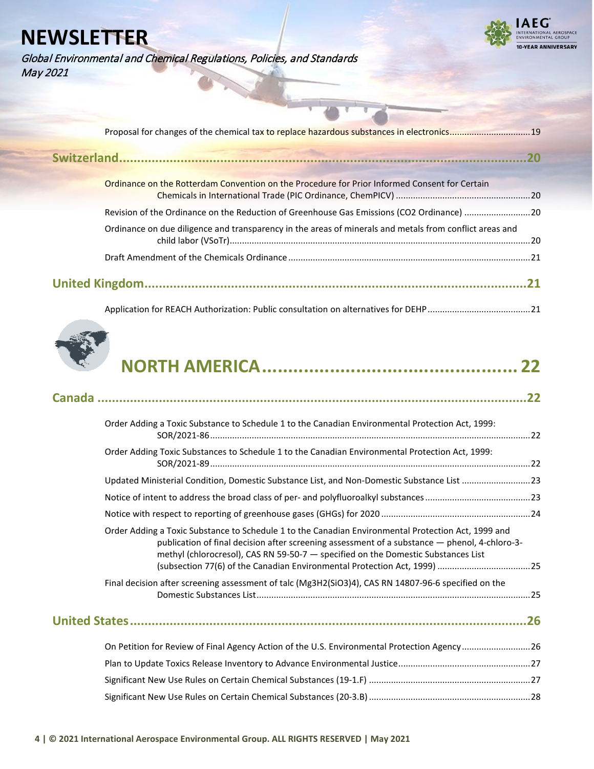Proposal for changes of the chemical tax to replace hazardous substances in electronics.................................19

**Switzerland.........................................................................................................20**

Ordinance on the Rotterdam Convention on the Procedure for Prior Informed Consent for Certain Chemicals in International Trade (PIC Ordinance, ChemPICV) .......................................................20

Revision of the Ordinance on the Reduction of Greenhouse Gas Emissions (CO2 Ordinance) ...........................20

Ordinance on due diligence and transparency in the areas of minerals and metals from conflict areas and child labor (VSoTr)...........................................................................................................................20

Draft Amendment of the Chemicals Ordinance ..................................................................................................21

**United Kingdom.....................................................................................................21**

Application for REACH Authorization: Public consultation on alternatives for DEHP..........................................21

# NORTH AMERICA............................................... 22

**Canada ...............................................................................................................22**

Order Adding a Toxic Substance to Schedule 1 to the Canadian Environmental Protection Act, 1999: SOR/2021-86..................................................................................................................................22

Order Adding Toxic Substances to Schedule 1 to the Canadian Environmental Protection Act, 1999: SOR/2021-89..................................................................................................................................22

Updated Ministerial Condition, Domestic Substance List, and Non-Domestic Substance List ............................23

Notice of intent to address the broad class of per- and polyfluoroalkyl substances...........................................23

Notice with respect to reporting of greenhouse gases (GHGs) for 2020 ............................................................24

Order Adding a Toxic Substance to Schedule 1 to the Canadian Environmental Protection Act, 1999 and publication of final decision after screening assessment of a substance — phenol, 4-chloro-3-methyl (chlorocresol), CAS RN 59-50-7 — specified on the Domestic Substances List (subsection 77(6) of the Canadian Environmental Protection Act, 1999) .....................................25

Final decision after screening assessment of talc (Mg3H2(SiO3)4), CAS RN 14807-96-6 specified on the Domestic Substances List..............................................................................................................25

**United States.........................................................................................................26**

On Petition for Review of Final Agency Action of the U.S. Environmental Protection Agency............................26

Plan to Update Toxics Release Inventory to Advance Environmental Justice......................................................27

Significant New Use Rules on Certain Chemical Substances (19-1.F) .................................................................27

Significant New Use Rules on Certain Chemical Substances (20-3.B) .................................................................28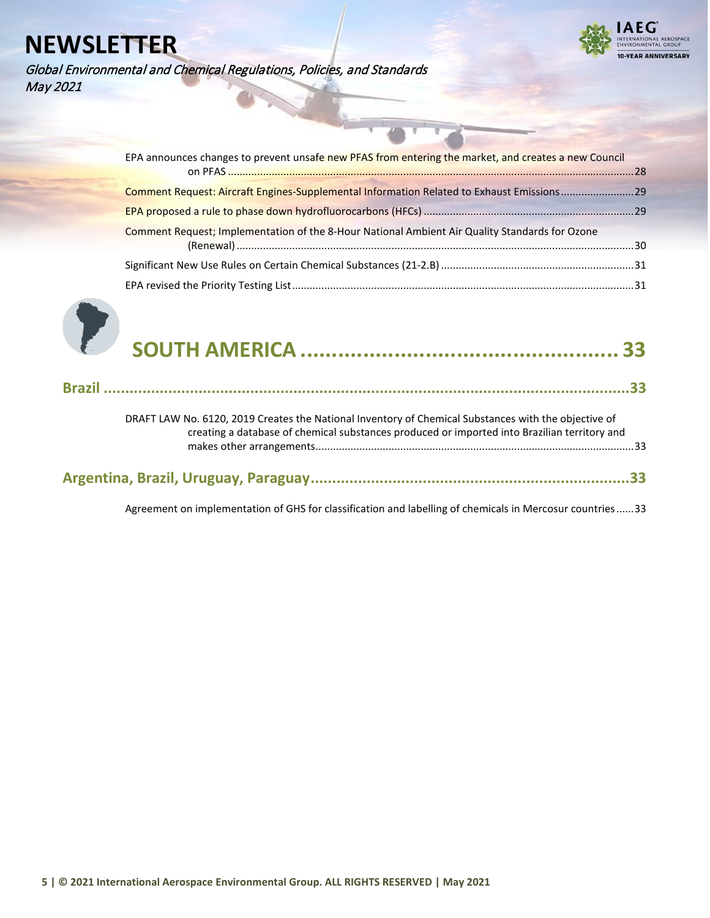EPA announces changes to prevent unsafe new PFAS from entering the market, and creates a new Council on PFAS .....28

Comment Request: Aircraft Engines-Supplemental Information Related to Exhaust Emissions .....29

EPA proposed a rule to phase down hydrofluorocarbons (HFCs) .....29

Comment Request; Implementation of the 8-Hour National Ambient Air Quality Standards for Ozone (Renewal) .....30

Significant New Use Rules on Certain Chemical Substances (21-2.B) .....31

EPA revised the Priority Testing List .....31

# SOUTH AMERICA ..... 33

## Brazil .....33

DRAFT LAW No. 6120, 2019 Creates the National Inventory of Chemical Substances with the objective of creating a database of chemical substances produced or imported into Brazilian territory and makes other arrangements .....33

## Argentina, Brazil, Uruguay, Paraguay .....33

Agreement on implementation of GHS for classification and labelling of chemicals in Mercosur countries .....33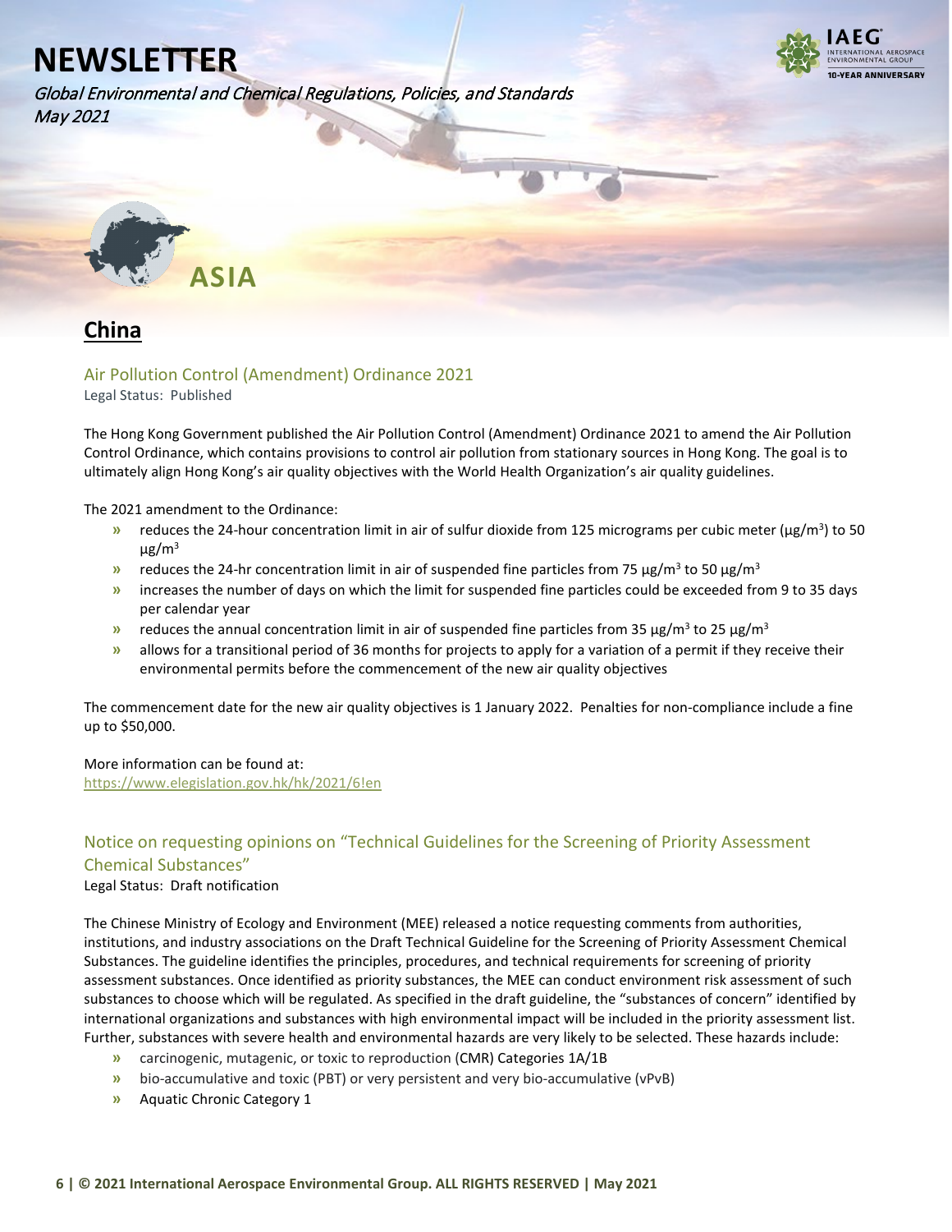# NEWSLETTER

*Global Environmental and Chemical Regulations, Policies, and Standards*
*May 2021*

# ASIA

## China

### Air Pollution Control (Amendment) Ordinance 2021

Legal Status: Published

The Hong Kong Government published the Air Pollution Control (Amendment) Ordinance 2021 to amend the Air Pollution Control Ordinance, which contains provisions to control air pollution from stationary sources in Hong Kong. The goal is to ultimately align Hong Kong's air quality objectives with the World Health Organization's air quality guidelines.

The 2021 amendment to the Ordinance:

- reduces the 24-hour concentration limit in air of sulfur dioxide from 125 micrograms per cubic meter (μg/m$^3$) to 50 μg/m$^3$
- reduces the 24-hr concentration limit in air of suspended fine particles from 75 μg/m$^3$ to 50 μg/m$^3$
- increases the number of days on which the limit for suspended fine particles could be exceeded from 9 to 35 days per calendar year
- reduces the annual concentration limit in air of suspended fine particles from 35 μg/m$^3$ to 25 μg/m$^3$
- allows for a transitional period of 36 months for projects to apply for a variation of a permit if they receive their environmental permits before the commencement of the new air quality objectives

The commencement date for the new air quality objectives is 1 January 2022. Penalties for non-compliance include a fine up to $50,000.

More information can be found at:
https://www.elegislation.gov.hk/hk/2021/6!en

### Notice on requesting opinions on "Technical Guidelines for the Screening of Priority Assessment Chemical Substances"

Legal Status: Draft notification

The Chinese Ministry of Ecology and Environment (MEE) released a notice requesting comments from authorities, institutions, and industry associations on the Draft Technical Guideline for the Screening of Priority Assessment Chemical Substances. The guideline identifies the principles, procedures, and technical requirements for screening of priority assessment substances. Once identified as priority substances, the MEE can conduct environment risk assessment of such substances to choose which will be regulated. As specified in the draft guideline, the "substances of concern" identified by international organizations and substances with high environmental impact will be included in the priority assessment list. Further, substances with severe health and environmental hazards are very likely to be selected. These hazards include:

- carcinogenic, mutagenic, or toxic to reproduction (CMR) Categories 1A/1B
- bio-accumulative and toxic (PBT) or very persistent and very bio-accumulative (vPvB)
- Aquatic Chronic Category 1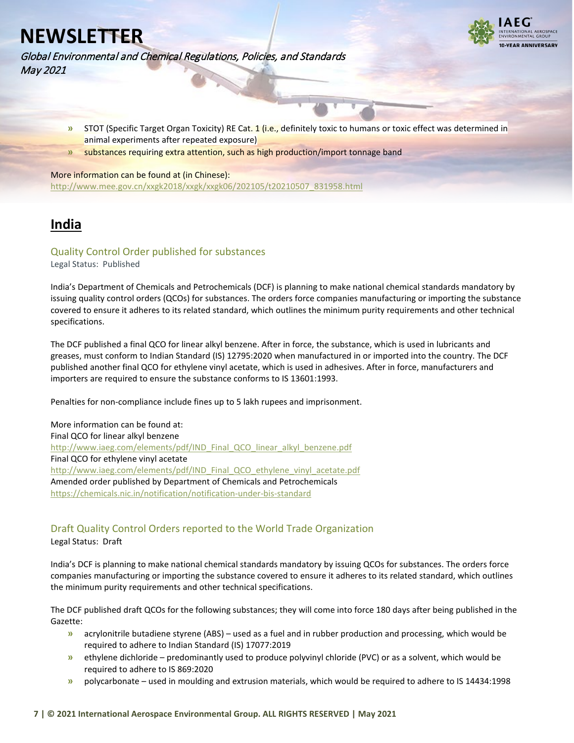- STOT (Specific Target Organ Toxicity) RE Cat. 1 (i.e., definitely toxic to humans or toxic effect was determined in animal experiments after repeated exposure)
- substances requiring extra attention, such as high production/import tonnage band

More information can be found at (in Chinese):
http://www.mee.gov.cn/xxgk2018/xxgk/xxgk06/202105/t20210507_831958.html

## India

### Quality Control Order published for substances

Legal Status: Published

India's Department of Chemicals and Petrochemicals (DCF) is planning to make national chemical standards mandatory by issuing quality control orders (QCOs) for substances. The orders force companies manufacturing or importing the substance covered to ensure it adheres to its related standard, which outlines the minimum purity requirements and other technical specifications.

The DCF published a final QCO for linear alkyl benzene. After in force, the substance, which is used in lubricants and greases, must conform to Indian Standard (IS) 12795:2020 when manufactured in or imported into the country. The DCF published another final QCO for ethylene vinyl acetate, which is used in adhesives. After in force, manufacturers and importers are required to ensure the substance conforms to IS 13601:1993.

Penalties for non-compliance include fines up to 5 lakh rupees and imprisonment.

More information can be found at:
Final QCO for linear alkyl benzene
http://www.iaeg.com/elements/pdf/IND_Final_QCO_linear_alkyl_benzene.pdf
Final QCO for ethylene vinyl acetate
http://www.iaeg.com/elements/pdf/IND_Final_QCO_ethylene_vinyl_acetate.pdf
Amended order published by Department of Chemicals and Petrochemicals
https://chemicals.nic.in/notification/notification-under-bis-standard

### Draft Quality Control Orders reported to the World Trade Organization

Legal Status: Draft

India's DCF is planning to make national chemical standards mandatory by issuing QCOs for substances. The orders force companies manufacturing or importing the substance covered to ensure it adheres to its related standard, which outlines the minimum purity requirements and other technical specifications.

The DCF published draft QCOs for the following substances; they will come into force 180 days after being published in the Gazette:

- acrylonitrile butadiene styrene (ABS) – used as a fuel and in rubber production and processing, which would be required to adhere to Indian Standard (IS) 17077:2019
- ethylene dichloride – predominantly used to produce polyvinyl chloride (PVC) or as a solvent, which would be required to adhere to IS 869:2020
- polycarbonate – used in moulding and extrusion materials, which would be required to adhere to IS 14434:1998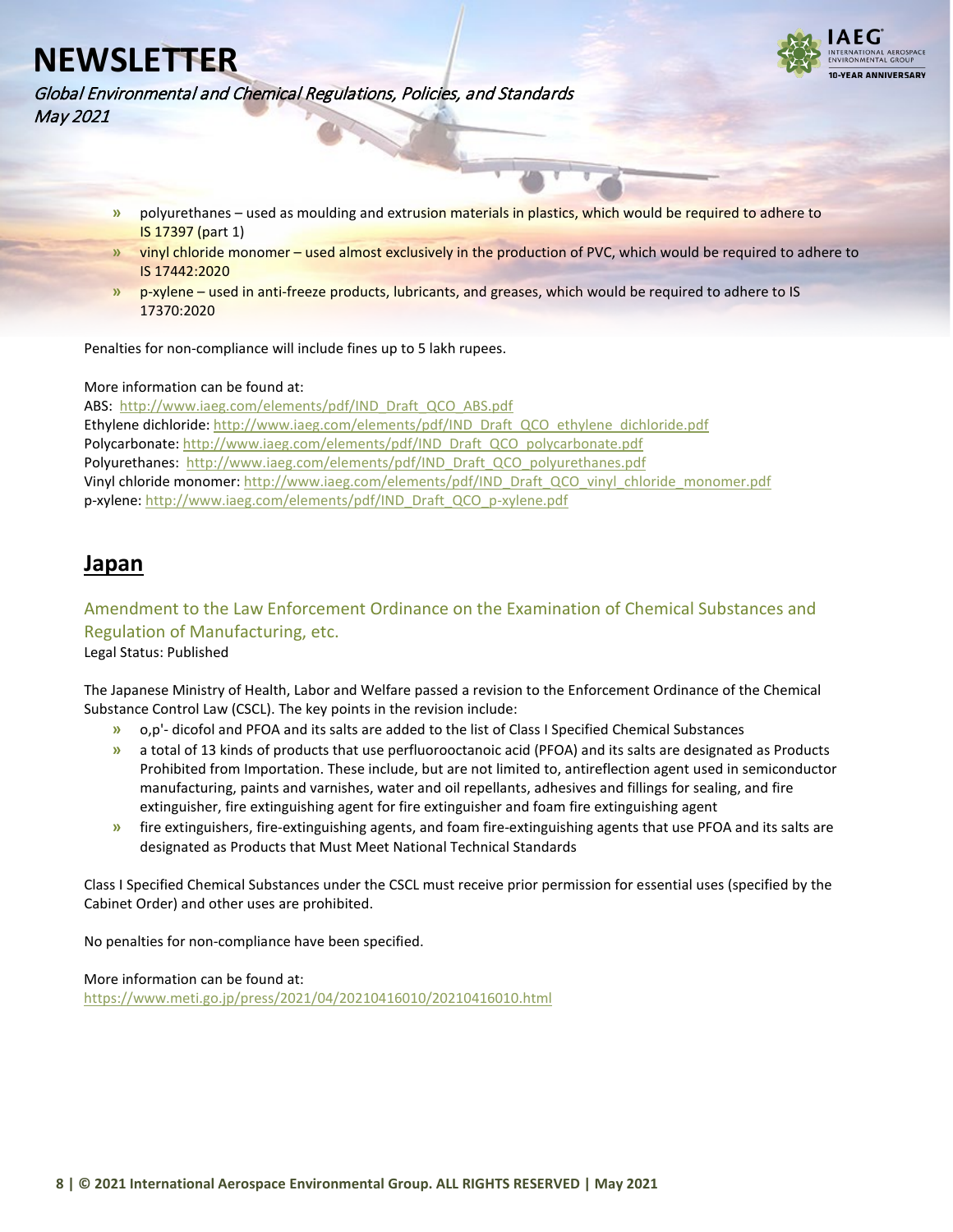- polyurethanes – used as moulding and extrusion materials in plastics, which would be required to adhere to IS 17397 (part 1)
- vinyl chloride monomer – used almost exclusively in the production of PVC, which would be required to adhere to IS 17442:2020
- p-xylene – used in anti-freeze products, lubricants, and greases, which would be required to adhere to IS 17370:2020

Penalties for non-compliance will include fines up to 5 lakh rupees.

More information can be found at:
ABS: http://www.iaeg.com/elements/pdf/IND_Draft_QCO_ABS.pdf
Ethylene dichloride: http://www.iaeg.com/elements/pdf/IND_Draft_QCO_ethylene_dichloride.pdf
Polycarbonate: http://www.iaeg.com/elements/pdf/IND_Draft_QCO_polycarbonate.pdf
Polyurethanes: http://www.iaeg.com/elements/pdf/IND_Draft_QCO_polyurethanes.pdf
Vinyl chloride monomer: http://www.iaeg.com/elements/pdf/IND_Draft_QCO_vinyl_chloride_monomer.pdf
p-xylene: http://www.iaeg.com/elements/pdf/IND_Draft_QCO_p-xylene.pdf

## Japan

### Amendment to the Law Enforcement Ordinance on the Examination of Chemical Substances and Regulation of Manufacturing, etc.

Legal Status: Published

The Japanese Ministry of Health, Labor and Welfare passed a revision to the Enforcement Ordinance of the Chemical Substance Control Law (CSCL). The key points in the revision include:

- o,p'- dicofol and PFOA and its salts are added to the list of Class I Specified Chemical Substances
- a total of 13 kinds of products that use perfluorooctanoic acid (PFOA) and its salts are designated as Products Prohibited from Importation. These include, but are not limited to, antireflection agent used in semiconductor manufacturing, paints and varnishes, water and oil repellants, adhesives and fillings for sealing, and fire extinguisher, fire extinguishing agent for fire extinguisher and foam fire extinguishing agent
- fire extinguishers, fire-extinguishing agents, and foam fire-extinguishing agents that use PFOA and its salts are designated as Products that Must Meet National Technical Standards

Class I Specified Chemical Substances under the CSCL must receive prior permission for essential uses (specified by the Cabinet Order) and other uses are prohibited.

No penalties for non-compliance have been specified.

More information can be found at:
https://www.meti.go.jp/press/2021/04/20210416010/20210416010.html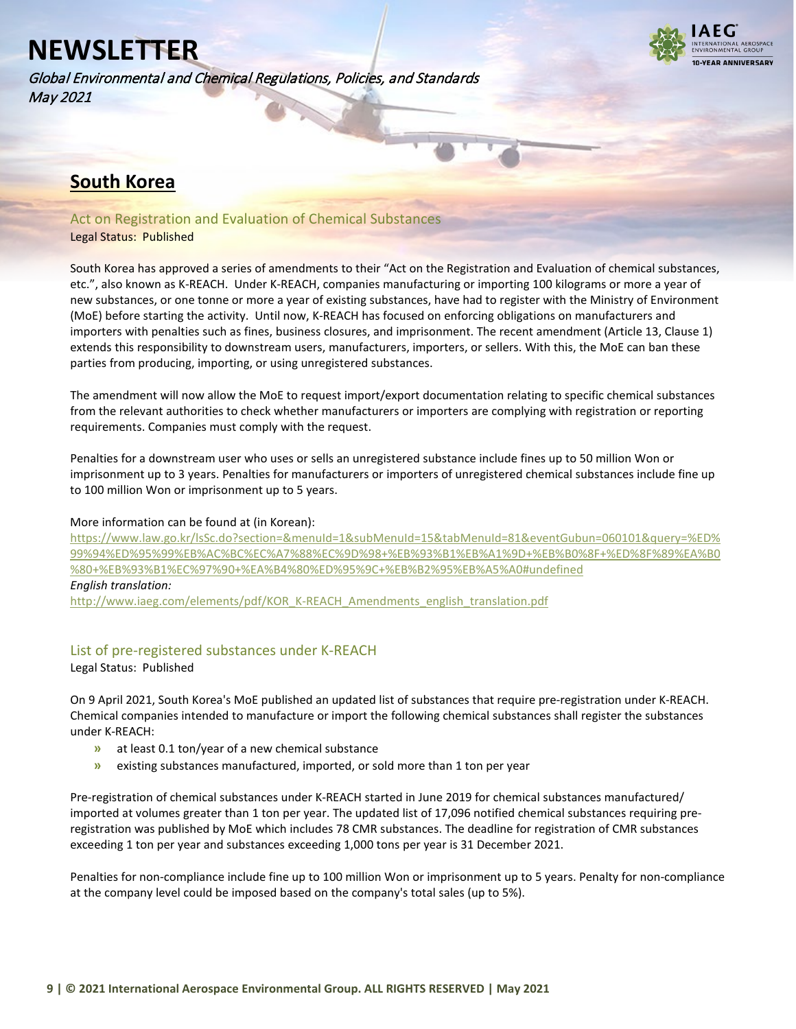## South Korea

### Act on Registration and Evaluation of Chemical Substances

Legal Status: Published

South Korea has approved a series of amendments to their "Act on the Registration and Evaluation of chemical substances, etc.", also known as K-REACH. Under K-REACH, companies manufacturing or importing 100 kilograms or more a year of new substances, or one tonne or more a year of existing substances, have had to register with the Ministry of Environment (MoE) before starting the activity. Until now, K-REACH has focused on enforcing obligations on manufacturers and importers with penalties such as fines, business closures, and imprisonment. The recent amendment (Article 13, Clause 1) extends this responsibility to downstream users, manufacturers, importers, or sellers. With this, the MoE can ban these parties from producing, importing, or using unregistered substances.

The amendment will now allow the MoE to request import/export documentation relating to specific chemical substances from the relevant authorities to check whether manufacturers or importers are complying with registration or reporting requirements. Companies must comply with the request.

Penalties for a downstream user who uses or sells an unregistered substance include fines up to 50 million Won or imprisonment up to 3 years. Penalties for manufacturers or importers of unregistered chemical substances include fine up to 100 million Won or imprisonment up to 5 years.

More information can be found at (in Korean):
https://www.law.go.kr/lsSc.do?section=&menuId=1&subMenuId=15&tabMenuId=81&eventGubun=060101&query=%ED%99%94%ED%95%99%EB%AC%BC%EC%A7%88%EC%9D%98+%EB%93%B1%EB%A1%9D+%EB%B0%8F+%ED%8F%89%EA%B0%80+%EB%93%B1%EC%97%90+%EA%B4%80%ED%95%9C+%EB%B2%95%EB%A5%A0#undefined

*English translation:*
http://www.iaeg.com/elements/pdf/KOR_K-REACH_Amendments_english_translation.pdf

### List of pre-registered substances under K-REACH

Legal Status: Published

On 9 April 2021, South Korea's MoE published an updated list of substances that require pre-registration under K-REACH. Chemical companies intended to manufacture or import the following chemical substances shall register the substances under K-REACH:

- at least 0.1 ton/year of a new chemical substance
- existing substances manufactured, imported, or sold more than 1 ton per year

Pre-registration of chemical substances under K-REACH started in June 2019 for chemical substances manufactured/imported at volumes greater than 1 ton per year. The updated list of 17,096 notified chemical substances requiring pre-registration was published by MoE which includes 78 CMR substances. The deadline for registration of CMR substances exceeding 1 ton per year and substances exceeding 1,000 tons per year is 31 December 2021.

Penalties for non-compliance include fine up to 100 million Won or imprisonment up to 5 years. Penalty for non-compliance at the company level could be imposed based on the company's total sales (up to 5%).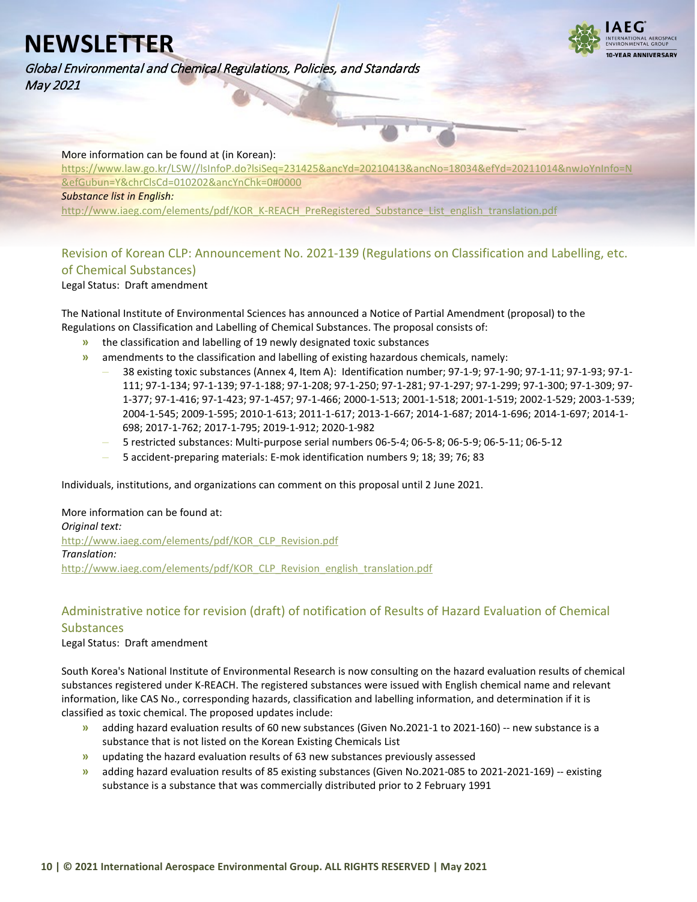More information can be found at (in Korean):
https://www.law.go.kr/LSW//lsInfoP.do?lsiSeq=231425&ancYd=20210413&ancNo=18034&efYd=20211014&nwJoYnInfo=N&efGubun=Y&chrClsCd=010202&ancYnChk=0#0000
*Substance list in English:*
http://www.iaeg.com/elements/pdf/KOR_K-REACH_PreRegistered_Substance_List_english_translation.pdf

## Revision of Korean CLP: Announcement No. 2021-139 (Regulations on Classification and Labelling, etc. of Chemical Substances)

Legal Status: Draft amendment

The National Institute of Environmental Sciences has announced a Notice of Partial Amendment (proposal) to the Regulations on Classification and Labelling of Chemical Substances. The proposal consists of:

- the classification and labelling of 19 newly designated toxic substances
- amendments to the classification and labelling of existing hazardous chemicals, namely:
  - 38 existing toxic substances (Annex 4, Item A): Identification number; 97-1-9; 97-1-90; 97-1-11; 97-1-93; 97-1-111; 97-1-134; 97-1-139; 97-1-188; 97-1-208; 97-1-250; 97-1-281; 97-1-297; 97-1-299; 97-1-300; 97-1-309; 97-1-377; 97-1-416; 97-1-423; 97-1-457; 97-1-466; 2000-1-513; 2001-1-518; 2001-1-519; 2002-1-529; 2003-1-539; 2004-1-545; 2009-1-595; 2010-1-613; 2011-1-617; 2013-1-667; 2014-1-687; 2014-1-696; 2014-1-697; 2014-1-698; 2017-1-762; 2017-1-795; 2019-1-912; 2020-1-982
  - 5 restricted substances: Multi-purpose serial numbers 06-5-4; 06-5-8; 06-5-9; 06-5-11; 06-5-12
  - 5 accident-preparing materials: E-mok identification numbers 9; 18; 39; 76; 83

Individuals, institutions, and organizations can comment on this proposal until 2 June 2021.

More information can be found at:
*Original text:*
http://www.iaeg.com/elements/pdf/KOR_CLP_Revision.pdf
*Translation:*
http://www.iaeg.com/elements/pdf/KOR_CLP_Revision_english_translation.pdf

## Administrative notice for revision (draft) of notification of Results of Hazard Evaluation of Chemical Substances

Legal Status: Draft amendment

South Korea's National Institute of Environmental Research is now consulting on the hazard evaluation results of chemical substances registered under K-REACH. The registered substances were issued with English chemical name and relevant information, like CAS No., corresponding hazards, classification and labelling information, and determination if it is classified as toxic chemical. The proposed updates include:

- adding hazard evaluation results of 60 new substances (Given No.2021-1 to 2021-160) -- new substance is a substance that is not listed on the Korean Existing Chemicals List
- updating the hazard evaluation results of 63 new substances previously assessed
- adding hazard evaluation results of 85 existing substances (Given No.2021-085 to 2021-2021-169) -- existing substance is a substance that was commercially distributed prior to 2 February 1991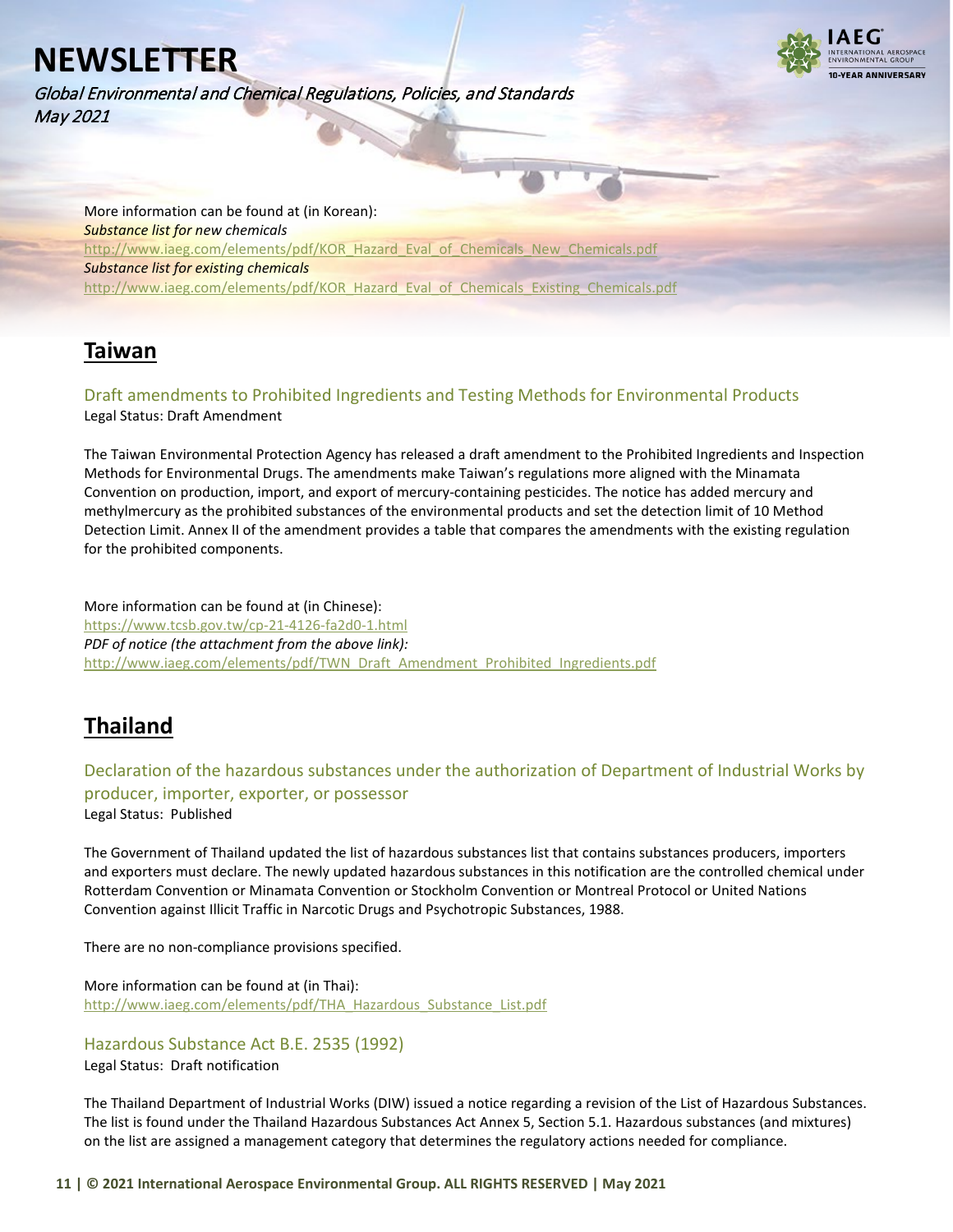More information can be found at (in Korean):
*Substance list for new chemicals*
http://www.iaeg.com/elements/pdf/KOR_Hazard_Eval_of_Chemicals_New_Chemicals.pdf
*Substance list for existing chemicals*
http://www.iaeg.com/elements/pdf/KOR_Hazard_Eval_of_Chemicals_Existing_Chemicals.pdf

## Taiwan

### Draft amendments to Prohibited Ingredients and Testing Methods for Environmental Products

Legal Status: Draft Amendment

The Taiwan Environmental Protection Agency has released a draft amendment to the Prohibited Ingredients and Inspection Methods for Environmental Drugs. The amendments make Taiwan's regulations more aligned with the Minamata Convention on production, import, and export of mercury-containing pesticides. The notice has added mercury and methylmercury as the prohibited substances of the environmental products and set the detection limit of 10 Method Detection Limit. Annex II of the amendment provides a table that compares the amendments with the existing regulation for the prohibited components.

More information can be found at (in Chinese):
https://www.tcsb.gov.tw/cp-21-4126-fa2d0-1.html
*PDF of notice (the attachment from the above link):*
http://www.iaeg.com/elements/pdf/TWN_Draft_Amendment_Prohibited_Ingredients.pdf

## Thailand

### Declaration of the hazardous substances under the authorization of Department of Industrial Works by producer, importer, exporter, or possessor

Legal Status: Published

The Government of Thailand updated the list of hazardous substances list that contains substances producers, importers and exporters must declare. The newly updated hazardous substances in this notification are the controlled chemical under Rotterdam Convention or Minamata Convention or Stockholm Convention or Montreal Protocol or United Nations Convention against Illicit Traffic in Narcotic Drugs and Psychotropic Substances, 1988.

There are no non-compliance provisions specified.

More information can be found at (in Thai):
http://www.iaeg.com/elements/pdf/THA_Hazardous_Substance_List.pdf

### Hazardous Substance Act B.E. 2535 (1992)

Legal Status: Draft notification

The Thailand Department of Industrial Works (DIW) issued a notice regarding a revision of the List of Hazardous Substances. The list is found under the Thailand Hazardous Substances Act Annex 5, Section 5.1. Hazardous substances (and mixtures) on the list are assigned a management category that determines the regulatory actions needed for compliance.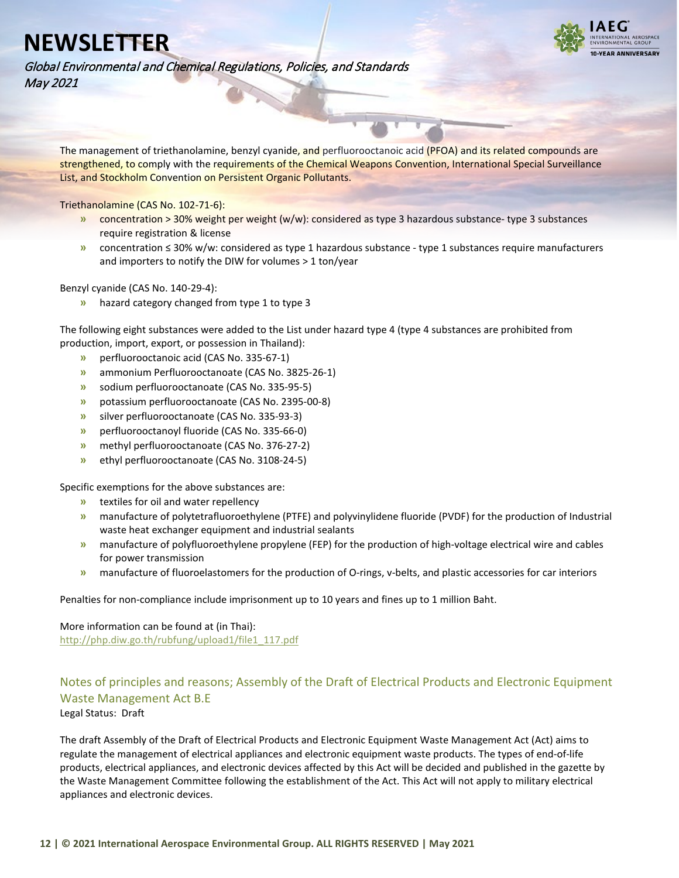The management of triethanolamine, benzyl cyanide, and perfluorooctanoic acid (PFOA) and its related compounds are strengthened, to comply with the requirements of the Chemical Weapons Convention, International Special Surveillance List, and Stockholm Convention on Persistent Organic Pollutants.

Triethanolamine (CAS No. 102-71-6):

- concentration > 30% weight per weight (w/w): considered as type 3 hazardous substance- type 3 substances require registration & license
- concentration ≤ 30% w/w: considered as type 1 hazardous substance - type 1 substances require manufacturers and importers to notify the DIW for volumes > 1 ton/year

Benzyl cyanide (CAS No. 140-29-4):

- hazard category changed from type 1 to type 3

The following eight substances were added to the List under hazard type 4 (type 4 substances are prohibited from production, import, export, or possession in Thailand):

- perfluorooctanoic acid (CAS No. 335-67-1)
- ammonium Perfluorooctanoate (CAS No. 3825-26-1)
- sodium perfluorooctanoate (CAS No. 335-95-5)
- potassium perfluorooctanoate (CAS No. 2395-00-8)
- silver perfluorooctanoate (CAS No. 335-93-3)
- perfluorooctanoyl fluoride (CAS No. 335-66-0)
- methyl perfluorooctanoate (CAS No. 376-27-2)
- ethyl perfluorooctanoate (CAS No. 3108-24-5)

Specific exemptions for the above substances are:

- textiles for oil and water repellency
- manufacture of polytetrafluoroethylene (PTFE) and polyvinylidene fluoride (PVDF) for the production of Industrial waste heat exchanger equipment and industrial sealants
- manufacture of polyfluoroethylene propylene (FEP) for the production of high-voltage electrical wire and cables for power transmission
- manufacture of fluoroelastomers for the production of O-rings, v-belts, and plastic accessories for car interiors

Penalties for non-compliance include imprisonment up to 10 years and fines up to 1 million Baht.

More information can be found at (in Thai):
http://php.diw.go.th/rubfung/upload1/file1_117.pdf

### Notes of principles and reasons; Assembly of the Draft of Electrical Products and Electronic Equipment Waste Management Act B.E

Legal Status: Draft

The draft Assembly of the Draft of Electrical Products and Electronic Equipment Waste Management Act (Act) aims to regulate the management of electrical appliances and electronic equipment waste products. The types of end-of-life products, electrical appliances, and electronic devices affected by this Act will be decided and published in the gazette by the Waste Management Committee following the establishment of the Act. This Act will not apply to military electrical appliances and electronic devices.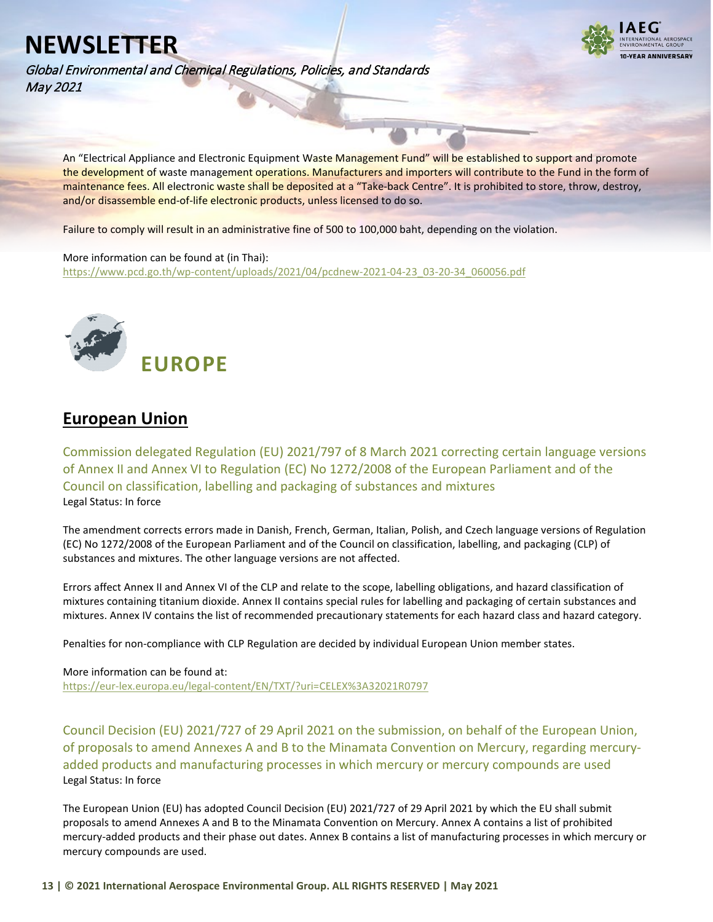An "Electrical Appliance and Electronic Equipment Waste Management Fund" will be established to support and promote the development of waste management operations. Manufacturers and importers will contribute to the Fund in the form of maintenance fees. All electronic waste shall be deposited at a "Take-back Centre". It is prohibited to store, throw, destroy, and/or disassemble end-of-life electronic products, unless licensed to do so.

Failure to comply will result in an administrative fine of 500 to 100,000 baht, depending on the violation.

More information can be found at (in Thai):
https://www.pcd.go.th/wp-content/uploads/2021/04/pcdnew-2021-04-23_03-20-34_060056.pdf

# EUROPE

## European Union

### Commission delegated Regulation (EU) 2021/797 of 8 March 2021 correcting certain language versions of Annex II and Annex VI to Regulation (EC) No 1272/2008 of the European Parliament and of the Council on classification, labelling and packaging of substances and mixtures

Legal Status: In force

The amendment corrects errors made in Danish, French, German, Italian, Polish, and Czech language versions of Regulation (EC) No 1272/2008 of the European Parliament and of the Council on classification, labelling, and packaging (CLP) of substances and mixtures. The other language versions are not affected.

Errors affect Annex II and Annex VI of the CLP and relate to the scope, labelling obligations, and hazard classification of mixtures containing titanium dioxide. Annex II contains special rules for labelling and packaging of certain substances and mixtures. Annex IV contains the list of recommended precautionary statements for each hazard class and hazard category.

Penalties for non-compliance with CLP Regulation are decided by individual European Union member states.

More information can be found at:
https://eur-lex.europa.eu/legal-content/EN/TXT/?uri=CELEX%3A32021R0797

### Council Decision (EU) 2021/727 of 29 April 2021 on the submission, on behalf of the European Union, of proposals to amend Annexes A and B to the Minamata Convention on Mercury, regarding mercury-added products and manufacturing processes in which mercury or mercury compounds are used

Legal Status: In force

The European Union (EU) has adopted Council Decision (EU) 2021/727 of 29 April 2021 by which the EU shall submit proposals to amend Annexes A and B to the Minamata Convention on Mercury. Annex A contains a list of prohibited mercury-added products and their phase out dates. Annex B contains a list of manufacturing processes in which mercury or mercury compounds are used.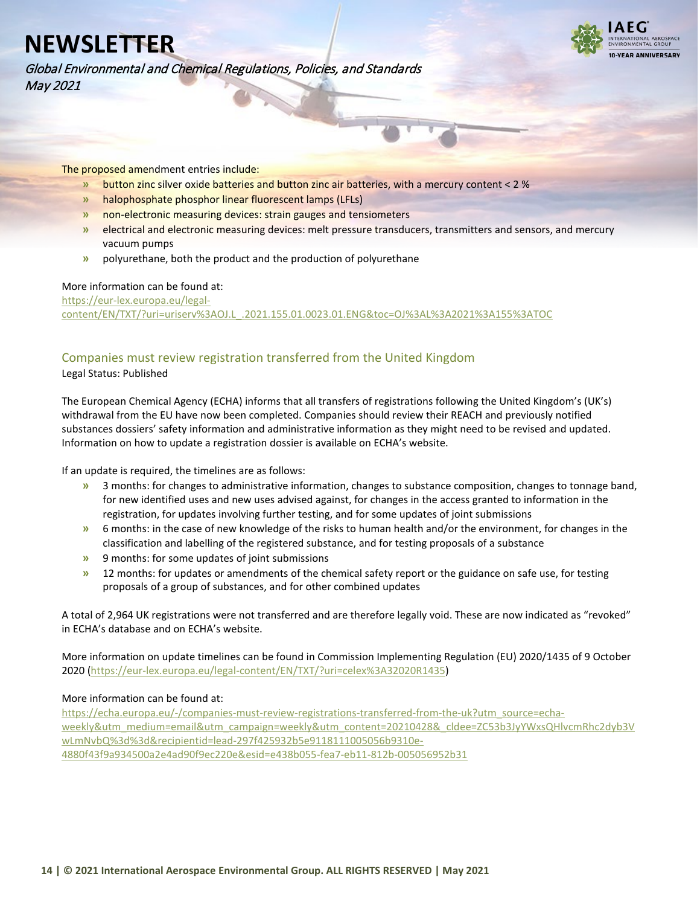The proposed amendment entries include:

- button zinc silver oxide batteries and button zinc air batteries, with a mercury content < 2 %
- halophosphate phosphor linear fluorescent lamps (LFLs)
- non-electronic measuring devices: strain gauges and tensiometers
- electrical and electronic measuring devices: melt pressure transducers, transmitters and sensors, and mercury vacuum pumps
- polyurethane, both the product and the production of polyurethane

More information can be found at:
https://eur-lex.europa.eu/legal-content/EN/TXT/?uri=uriserv%3AOJ.L_.2021.155.01.0023.01.ENG&toc=OJ%3AL%3A2021%3A155%3ATOC

## Companies must review registration transferred from the United Kingdom

Legal Status: Published

The European Chemical Agency (ECHA) informs that all transfers of registrations following the United Kingdom's (UK's) withdrawal from the EU have now been completed. Companies should review their REACH and previously notified substances dossiers' safety information and administrative information as they might need to be revised and updated. Information on how to update a registration dossier is available on ECHA's website.

If an update is required, the timelines are as follows:

- 3 months: for changes to administrative information, changes to substance composition, changes to tonnage band, for new identified uses and new uses advised against, for changes in the access granted to information in the registration, for updates involving further testing, and for some updates of joint submissions
- 6 months: in the case of new knowledge of the risks to human health and/or the environment, for changes in the classification and labelling of the registered substance, and for testing proposals of a substance
- 9 months: for some updates of joint submissions
- 12 months: for updates or amendments of the chemical safety report or the guidance on safe use, for testing proposals of a group of substances, and for other combined updates

A total of 2,964 UK registrations were not transferred and are therefore legally void. These are now indicated as "revoked" in ECHA's database and on ECHA's website.

More information on update timelines can be found in Commission Implementing Regulation (EU) 2020/1435 of 9 October 2020 (https://eur-lex.europa.eu/legal-content/EN/TXT/?uri=celex%3A32020R1435)

More information can be found at:
https://echa.europa.eu/-/companies-must-review-registrations-transferred-from-the-uk?utm_source=echa-weekly&utm_medium=email&utm_campaign=weekly&utm_content=20210428&_cldee=ZC53b3JyYWxsQHlvcmRhc2dyb3VwLmNvbQ%3d%3d&recipientid=lead-297f425932b5e9118111005056b9310e-4880f43f9a934500a2e4ad90f9ec220e&esid=e438b055-fea7-eb11-812b-005056952b31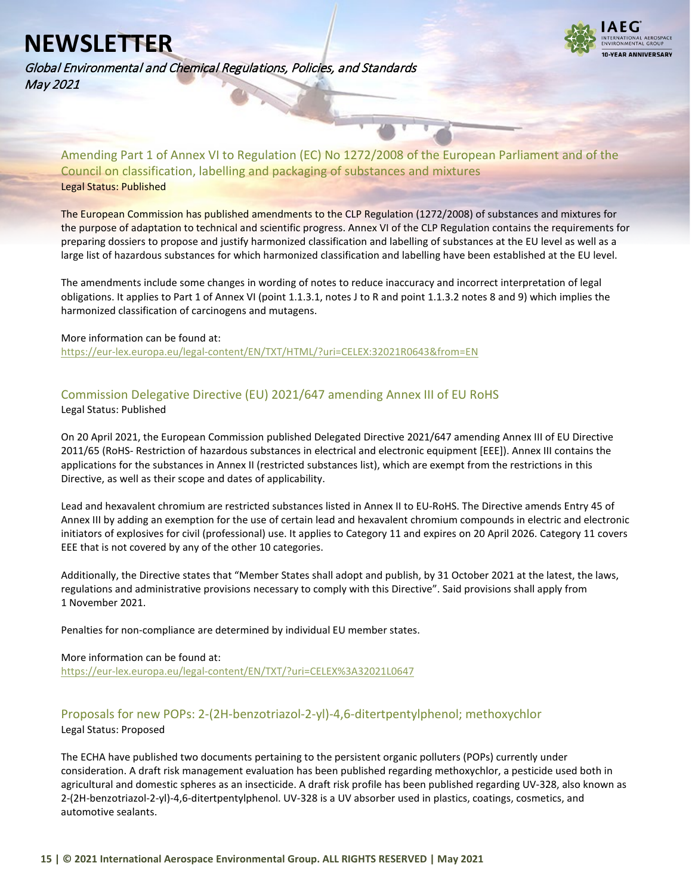## Amending Part 1 of Annex VI to Regulation (EC) No 1272/2008 of the European Parliament and of the Council on classification, labelling and packaging of substances and mixtures

Legal Status: Published

The European Commission has published amendments to the CLP Regulation (1272/2008) of substances and mixtures for the purpose of adaptation to technical and scientific progress. Annex VI of the CLP Regulation contains the requirements for preparing dossiers to propose and justify harmonized classification and labelling of substances at the EU level as well as a large list of hazardous substances for which harmonized classification and labelling have been established at the EU level.

The amendments include some changes in wording of notes to reduce inaccuracy and incorrect interpretation of legal obligations. It applies to Part 1 of Annex VI (point 1.1.3.1, notes J to R and point 1.1.3.2 notes 8 and 9) which implies the harmonized classification of carcinogens and mutagens.

More information can be found at:
https://eur-lex.europa.eu/legal-content/EN/TXT/HTML/?uri=CELEX:32021R0643&from=EN

## Commission Delegative Directive (EU) 2021/647 amending Annex III of EU RoHS

Legal Status: Published

On 20 April 2021, the European Commission published Delegated Directive 2021/647 amending Annex III of EU Directive 2011/65 (RoHS- Restriction of hazardous substances in electrical and electronic equipment [EEE]). Annex III contains the applications for the substances in Annex II (restricted substances list), which are exempt from the restrictions in this Directive, as well as their scope and dates of applicability.

Lead and hexavalent chromium are restricted substances listed in Annex II to EU-RoHS. The Directive amends Entry 45 of Annex III by adding an exemption for the use of certain lead and hexavalent chromium compounds in electric and electronic initiators of explosives for civil (professional) use. It applies to Category 11 and expires on 20 April 2026. Category 11 covers EEE that is not covered by any of the other 10 categories.

Additionally, the Directive states that "Member States shall adopt and publish, by 31 October 2021 at the latest, the laws, regulations and administrative provisions necessary to comply with this Directive". Said provisions shall apply from 1 November 2021.

Penalties for non-compliance are determined by individual EU member states.

More information can be found at:
https://eur-lex.europa.eu/legal-content/EN/TXT/?uri=CELEX%3A32021L0647

## Proposals for new POPs: 2-(2H-benzotriazol-2-yl)-4,6-ditertpentylphenol; methoxychlor

Legal Status: Proposed

The ECHA have published two documents pertaining to the persistent organic polluters (POPs) currently under consideration. A draft risk management evaluation has been published regarding methoxychlor, a pesticide used both in agricultural and domestic spheres as an insecticide. A draft risk profile has been published regarding UV-328, also known as 2-(2H-benzotriazol-2-yl)-4,6-ditertpentylphenol. UV-328 is a UV absorber used in plastics, coatings, cosmetics, and automotive sealants.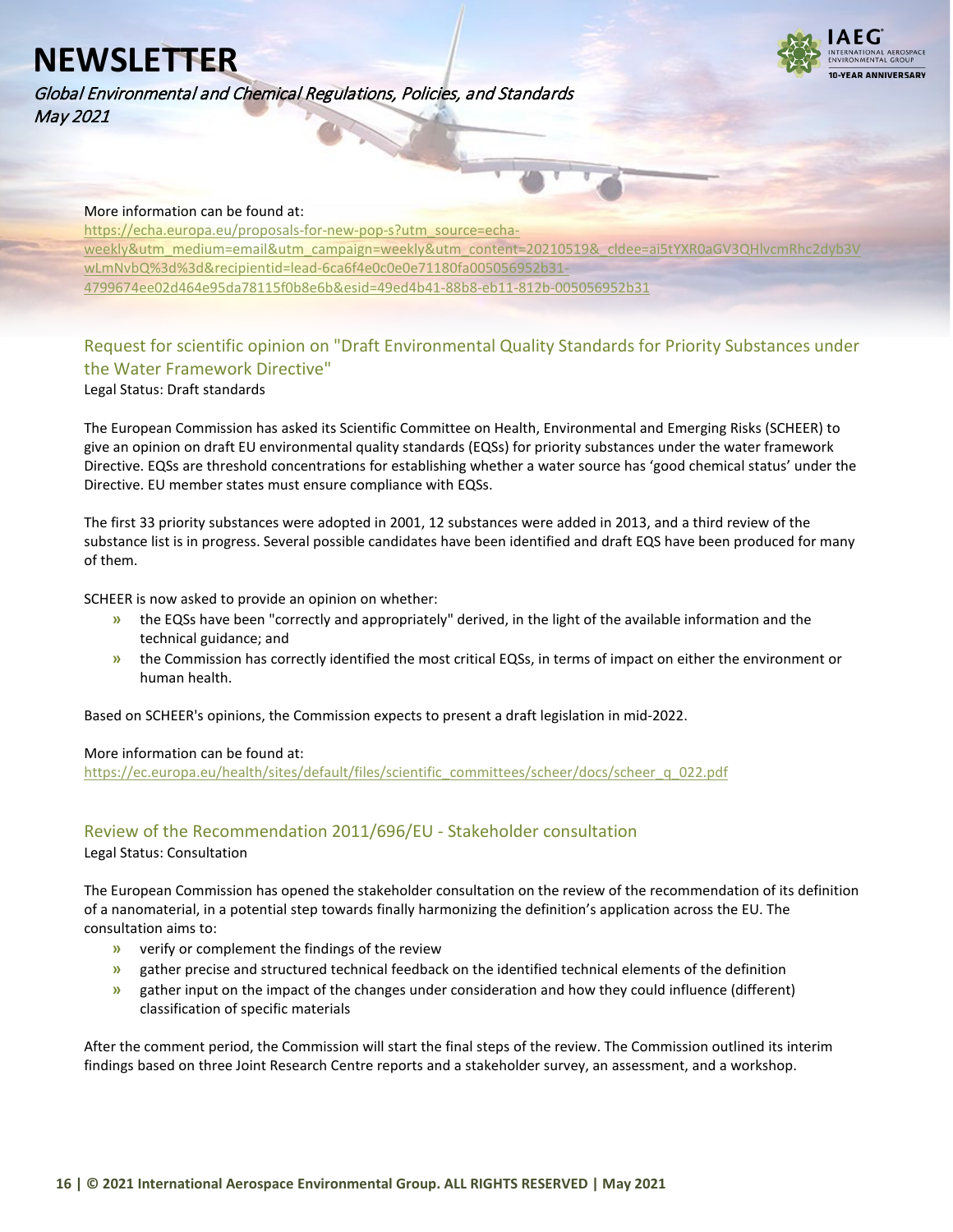More information can be found at:
https://echa.europa.eu/proposals-for-new-pop-s?utm_source=echa-weekly&utm_medium=email&utm_campaign=weekly&utm_content=20210519&_cldee=ai5tYXR0aGV3QHlvcmRhc2dyb3VwLmNvbQ%3d%3d&recipientid=lead-6ca6f4e0c0e0e71180fa005056952b31-4799674ee02d464e95da78115f0b8e6b&esid=49ed4b41-88b8-eb11-812b-005056952b31

## Request for scientific opinion on "Draft Environmental Quality Standards for Priority Substances under the Water Framework Directive"

Legal Status: Draft standards

The European Commission has asked its Scientific Committee on Health, Environmental and Emerging Risks (SCHEER) to give an opinion on draft EU environmental quality standards (EQSs) for priority substances under the water framework Directive. EQSs are threshold concentrations for establishing whether a water source has 'good chemical status' under the Directive. EU member states must ensure compliance with EQSs.

The first 33 priority substances were adopted in 2001, 12 substances were added in 2013, and a third review of the substance list is in progress. Several possible candidates have been identified and draft EQS have been produced for many of them.

SCHEER is now asked to provide an opinion on whether:

- the EQSs have been "correctly and appropriately" derived, in the light of the available information and the technical guidance; and
- the Commission has correctly identified the most critical EQSs, in terms of impact on either the environment or human health.

Based on SCHEER's opinions, the Commission expects to present a draft legislation in mid-2022.

More information can be found at:
https://ec.europa.eu/health/sites/default/files/scientific_committees/scheer/docs/scheer_q_022.pdf

## Review of the Recommendation 2011/696/EU - Stakeholder consultation

Legal Status: Consultation

The European Commission has opened the stakeholder consultation on the review of the recommendation of its definition of a nanomaterial, in a potential step towards finally harmonizing the definition's application across the EU. The consultation aims to:

- verify or complement the findings of the review
- gather precise and structured technical feedback on the identified technical elements of the definition
- gather input on the impact of the changes under consideration and how they could influence (different) classification of specific materials

After the comment period, the Commission will start the final steps of the review. The Commission outlined its interim findings based on three Joint Research Centre reports and a stakeholder survey, an assessment, and a workshop.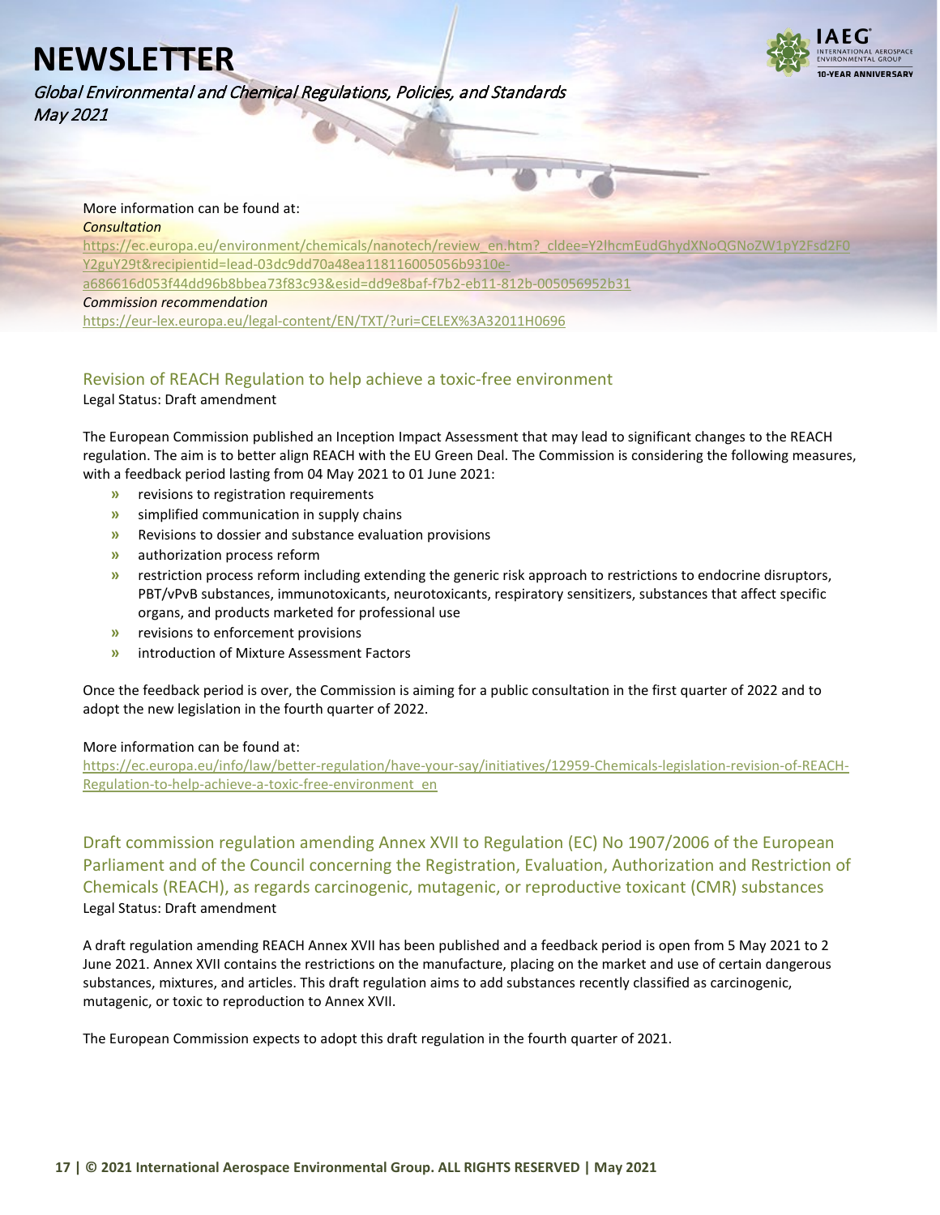More information can be found at:

*Consultation*

https://ec.europa.eu/environment/chemicals/nanotech/review_en.htm?_cldee=Y2lhcmEudGhydXNoQGNoZW1pY2Fsd2F0Y2guY29t&recipientid=lead-03dc9dd70a48ea118116005056b9310e-a686616d053f44dd96b8bbea73f83c93&esid=dd9e8baf-f7b2-eb11-812b-005056952b31

*Commission recommendation*

https://eur-lex.europa.eu/legal-content/EN/TXT/?uri=CELEX%3A32011H0696

## Revision of REACH Regulation to help achieve a toxic-free environment

Legal Status: Draft amendment

The European Commission published an Inception Impact Assessment that may lead to significant changes to the REACH regulation. The aim is to better align REACH with the EU Green Deal. The Commission is considering the following measures, with a feedback period lasting from 04 May 2021 to 01 June 2021:

- revisions to registration requirements
- simplified communication in supply chains
- Revisions to dossier and substance evaluation provisions
- authorization process reform
- restriction process reform including extending the generic risk approach to restrictions to endocrine disruptors, PBT/vPvB substances, immunotoxicants, neurotoxicants, respiratory sensitizers, substances that affect specific organs, and products marketed for professional use
- revisions to enforcement provisions
- introduction of Mixture Assessment Factors

Once the feedback period is over, the Commission is aiming for a public consultation in the first quarter of 2022 and to adopt the new legislation in the fourth quarter of 2022.

More information can be found at:

https://ec.europa.eu/info/law/better-regulation/have-your-say/initiatives/12959-Chemicals-legislation-revision-of-REACH-Regulation-to-help-achieve-a-toxic-free-environment_en

## Draft commission regulation amending Annex XVII to Regulation (EC) No 1907/2006 of the European Parliament and of the Council concerning the Registration, Evaluation, Authorization and Restriction of Chemicals (REACH), as regards carcinogenic, mutagenic, or reproductive toxicant (CMR) substances

Legal Status: Draft amendment

A draft regulation amending REACH Annex XVII has been published and a feedback period is open from 5 May 2021 to 2 June 2021. Annex XVII contains the restrictions on the manufacture, placing on the market and use of certain dangerous substances, mixtures, and articles. This draft regulation aims to add substances recently classified as carcinogenic, mutagenic, or toxic to reproduction to Annex XVII.

The European Commission expects to adopt this draft regulation in the fourth quarter of 2021.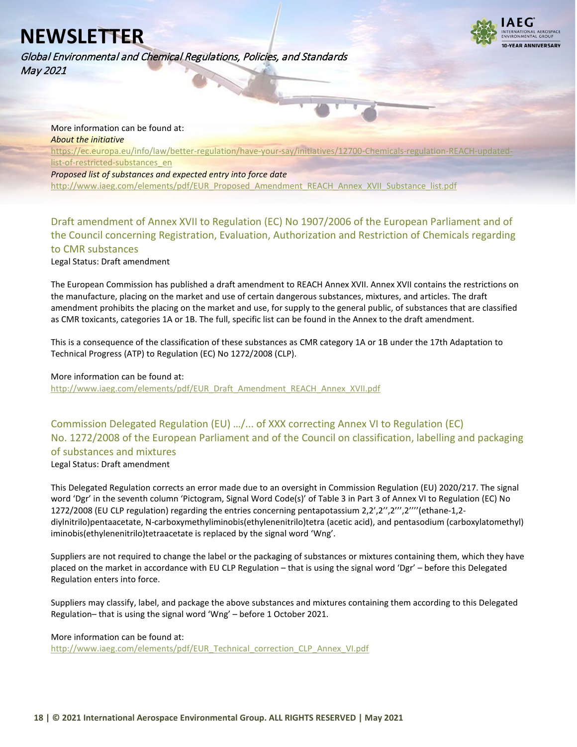More information can be found at:

*About the initiative*

https://ec.europa.eu/info/law/better-regulation/have-your-say/initiatives/12700-Chemicals-regulation-REACH-updated-list-of-restricted-substances_en

*Proposed list of substances and expected entry into force date*

http://www.iaeg.com/elements/pdf/EUR_Proposed_Amendment_REACH_Annex_XVII_Substance_list.pdf

## Draft amendment of Annex XVII to Regulation (EC) No 1907/2006 of the European Parliament and of the Council concerning Registration, Evaluation, Authorization and Restriction of Chemicals regarding to CMR substances

Legal Status: Draft amendment

The European Commission has published a draft amendment to REACH Annex XVII. Annex XVII contains the restrictions on the manufacture, placing on the market and use of certain dangerous substances, mixtures, and articles. The draft amendment prohibits the placing on the market and use, for supply to the general public, of substances that are classified as CMR toxicants, categories 1A or 1B. The full, specific list can be found in the Annex to the draft amendment.

This is a consequence of the classification of these substances as CMR category 1A or 1B under the 17th Adaptation to Technical Progress (ATP) to Regulation (EC) No 1272/2008 (CLP).

More information can be found at:

http://www.iaeg.com/elements/pdf/EUR_Draft_Amendment_REACH_Annex_XVII.pdf

## Commission Delegated Regulation (EU) …/... of XXX correcting Annex VI to Regulation (EC) No. 1272/2008 of the European Parliament and of the Council on classification, labelling and packaging of substances and mixtures

Legal Status: Draft amendment

This Delegated Regulation corrects an error made due to an oversight in Commission Regulation (EU) 2020/217. The signal word 'Dgr' in the seventh column 'Pictogram, Signal Word Code(s)' of Table 3 in Part 3 of Annex VI to Regulation (EC) No 1272/2008 (EU CLP regulation) regarding the entries concerning pentapotassium 2,2',2'',2''',2''''(ethane-1,2-diylnitrilo)pentaacetate, N-carboxymethyliminobis(ethylenenitrilo)tetra (acetic acid), and pentasodium (carboxylatomethyl) iminobis(ethylenenitrilo)tetraacetate is replaced by the signal word 'Wng'.

Suppliers are not required to change the label or the packaging of substances or mixtures containing them, which they have placed on the market in accordance with EU CLP Regulation – that is using the signal word 'Dgr' – before this Delegated Regulation enters into force.

Suppliers may classify, label, and package the above substances and mixtures containing them according to this Delegated Regulation– that is using the signal word 'Wng' – before 1 October 2021.

More information can be found at:

http://www.iaeg.com/elements/pdf/EUR_Technical_correction_CLP_Annex_VI.pdf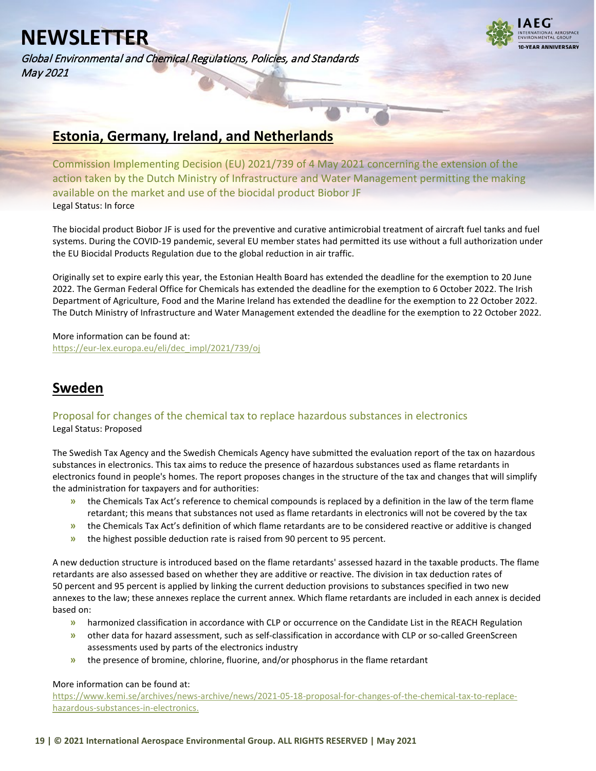## Estonia, Germany, Ireland, and Netherlands

### Commission Implementing Decision (EU) 2021/739 of 4 May 2021 concerning the extension of the action taken by the Dutch Ministry of Infrastructure and Water Management permitting the making available on the market and use of the biocidal product Biobor JF

Legal Status: In force

The biocidal product Biobor JF is used for the preventive and curative antimicrobial treatment of aircraft fuel tanks and fuel systems. During the COVID-19 pandemic, several EU member states had permitted its use without a full authorization under the EU Biocidal Products Regulation due to the global reduction in air traffic.

Originally set to expire early this year, the Estonian Health Board has extended the deadline for the exemption to 20 June 2022. The German Federal Office for Chemicals has extended the deadline for the exemption to 6 October 2022. The Irish Department of Agriculture, Food and the Marine Ireland has extended the deadline for the exemption to 22 October 2022. The Dutch Ministry of Infrastructure and Water Management extended the deadline for the exemption to 22 October 2022.

More information can be found at:
https://eur-lex.europa.eu/eli/dec_impl/2021/739/oj

## Sweden

### Proposal for changes of the chemical tax to replace hazardous substances in electronics

Legal Status: Proposed

The Swedish Tax Agency and the Swedish Chemicals Agency have submitted the evaluation report of the tax on hazardous substances in electronics. This tax aims to reduce the presence of hazardous substances used as flame retardants in electronics found in people's homes. The report proposes changes in the structure of the tax and changes that will simplify the administration for taxpayers and for authorities:

- the Chemicals Tax Act's reference to chemical compounds is replaced by a definition in the law of the term flame retardant; this means that substances not used as flame retardants in electronics will not be covered by the tax
- the Chemicals Tax Act's definition of which flame retardants are to be considered reactive or additive is changed
- the highest possible deduction rate is raised from 90 percent to 95 percent.

A new deduction structure is introduced based on the flame retardants' assessed hazard in the taxable products. The flame retardants are also assessed based on whether they are additive or reactive. The division in tax deduction rates of 50 percent and 95 percent is applied by linking the current deduction provisions to substances specified in two new annexes to the law; these annexes replace the current annex. Which flame retardants are included in each annex is decided based on:

- harmonized classification in accordance with CLP or occurrence on the Candidate List in the REACH Regulation
- other data for hazard assessment, such as self-classification in accordance with CLP or so-called GreenScreen assessments used by parts of the electronics industry
- the presence of bromine, chlorine, fluorine, and/or phosphorus in the flame retardant

More information can be found at:
https://www.kemi.se/archives/news-archive/news/2021-05-18-proposal-for-changes-of-the-chemical-tax-to-replace-hazardous-substances-in-electronics.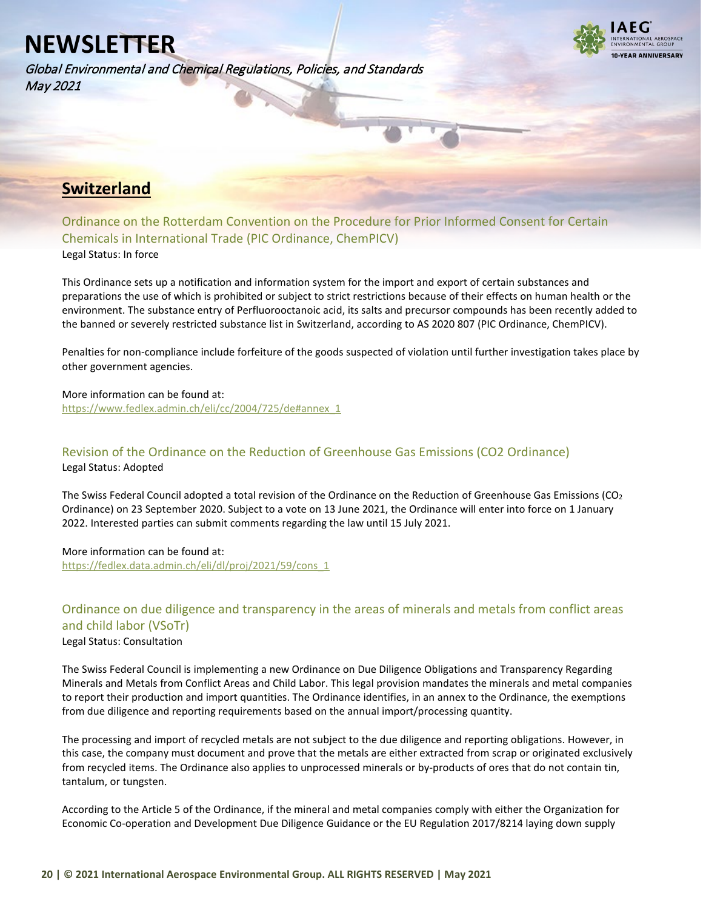## Switzerland

### Ordinance on the Rotterdam Convention on the Procedure for Prior Informed Consent for Certain Chemicals in International Trade (PIC Ordinance, ChemPICV)

Legal Status: In force

This Ordinance sets up a notification and information system for the import and export of certain substances and preparations the use of which is prohibited or subject to strict restrictions because of their effects on human health or the environment. The substance entry of Perfluorooctanoic acid, its salts and precursor compounds has been recently added to the banned or severely restricted substance list in Switzerland, according to AS 2020 807 (PIC Ordinance, ChemPICV).

Penalties for non-compliance include forfeiture of the goods suspected of violation until further investigation takes place by other government agencies.

More information can be found at:
https://www.fedlex.admin.ch/eli/cc/2004/725/de#annex_1

### Revision of the Ordinance on the Reduction of Greenhouse Gas Emissions (CO2 Ordinance)

Legal Status: Adopted

The Swiss Federal Council adopted a total revision of the Ordinance on the Reduction of Greenhouse Gas Emissions ($CO_2$ Ordinance) on 23 September 2020. Subject to a vote on 13 June 2021, the Ordinance will enter into force on 1 January 2022. Interested parties can submit comments regarding the law until 15 July 2021.

More information can be found at:
https://fedlex.data.admin.ch/eli/dl/proj/2021/59/cons_1

### Ordinance on due diligence and transparency in the areas of minerals and metals from conflict areas and child labor (VSoTr)

Legal Status: Consultation

The Swiss Federal Council is implementing a new Ordinance on Due Diligence Obligations and Transparency Regarding Minerals and Metals from Conflict Areas and Child Labor. This legal provision mandates the minerals and metal companies to report their production and import quantities. The Ordinance identifies, in an annex to the Ordinance, the exemptions from due diligence and reporting requirements based on the annual import/processing quantity.

The processing and import of recycled metals are not subject to the due diligence and reporting obligations. However, in this case, the company must document and prove that the metals are either extracted from scrap or originated exclusively from recycled items. The Ordinance also applies to unprocessed minerals or by-products of ores that do not contain tin, tantalum, or tungsten.

According to the Article 5 of the Ordinance, if the mineral and metal companies comply with either the Organization for Economic Co-operation and Development Due Diligence Guidance or the EU Regulation 2017/8214 laying down supply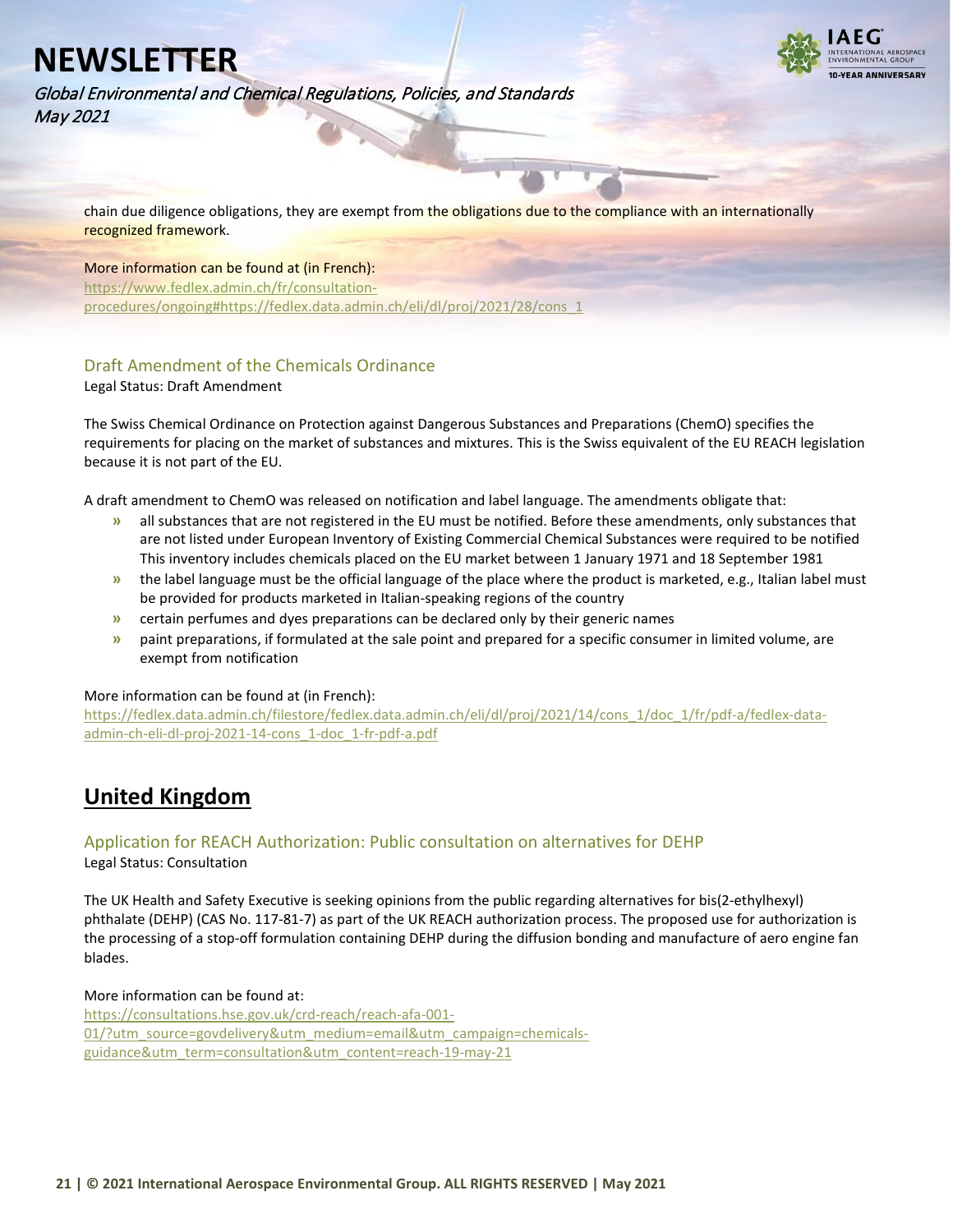chain due diligence obligations, they are exempt from the obligations due to the compliance with an internationally recognized framework.

More information can be found at (in French):
https://www.fedlex.admin.ch/fr/consultation-procedures/ongoing#https://fedlex.data.admin.ch/eli/dl/proj/2021/28/cons_1

### Draft Amendment of the Chemicals Ordinance

Legal Status: Draft Amendment

The Swiss Chemical Ordinance on Protection against Dangerous Substances and Preparations (ChemO) specifies the requirements for placing on the market of substances and mixtures. This is the Swiss equivalent of the EU REACH legislation because it is not part of the EU.

A draft amendment to ChemO was released on notification and label language. The amendments obligate that:

- all substances that are not registered in the EU must be notified. Before these amendments, only substances that are not listed under European Inventory of Existing Commercial Chemical Substances were required to be notified This inventory includes chemicals placed on the EU market between 1 January 1971 and 18 September 1981
- the label language must be the official language of the place where the product is marketed, e.g., Italian label must be provided for products marketed in Italian-speaking regions of the country
- certain perfumes and dyes preparations can be declared only by their generic names
- paint preparations, if formulated at the sale point and prepared for a specific consumer in limited volume, are exempt from notification

More information can be found at (in French):
https://fedlex.data.admin.ch/filestore/fedlex.data.admin.ch/eli/dl/proj/2021/14/cons_1/doc_1/fr/pdf-a/fedlex-data-admin-ch-eli-dl-proj-2021-14-cons_1-doc_1-fr-pdf-a.pdf

## United Kingdom

### Application for REACH Authorization: Public consultation on alternatives for DEHP

Legal Status: Consultation

The UK Health and Safety Executive is seeking opinions from the public regarding alternatives for bis(2-ethylhexyl) phthalate (DEHP) (CAS No. 117-81-7) as part of the UK REACH authorization process. The proposed use for authorization is the processing of a stop-off formulation containing DEHP during the diffusion bonding and manufacture of aero engine fan blades.

More information can be found at:
https://consultations.hse.gov.uk/crd-reach/reach-afa-001-01/?utm_source=govdelivery&utm_medium=email&utm_campaign=chemicals-guidance&utm_term=consultation&utm_content=reach-19-may-21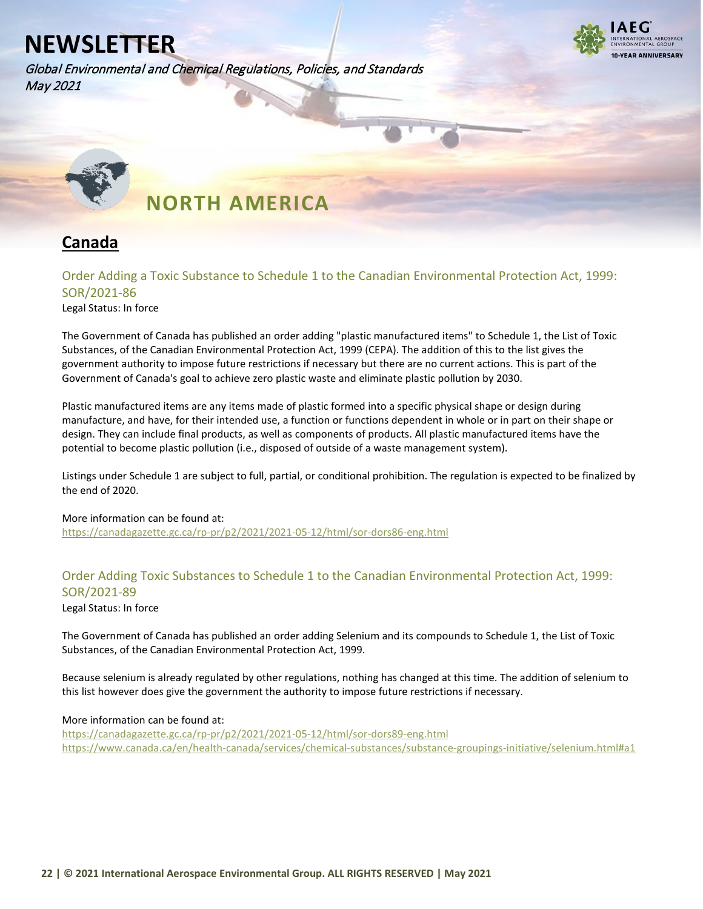# NEWSLETTER

*Global Environmental and Chemical Regulations, Policies, and Standards*
*May 2021*

# NORTH AMERICA

## Canada

### Order Adding a Toxic Substance to Schedule 1 to the Canadian Environmental Protection Act, 1999: SOR/2021-86

Legal Status: In force

The Government of Canada has published an order adding "plastic manufactured items" to Schedule 1, the List of Toxic Substances, of the Canadian Environmental Protection Act, 1999 (CEPA). The addition of this to the list gives the government authority to impose future restrictions if necessary but there are no current actions. This is part of the Government of Canada's goal to achieve zero plastic waste and eliminate plastic pollution by 2030.

Plastic manufactured items are any items made of plastic formed into a specific physical shape or design during manufacture, and have, for their intended use, a function or functions dependent in whole or in part on their shape or design. They can include final products, as well as components of products. All plastic manufactured items have the potential to become plastic pollution (i.e., disposed of outside of a waste management system).

Listings under Schedule 1 are subject to full, partial, or conditional prohibition. The regulation is expected to be finalized by the end of 2020.

More information can be found at:
https://canadagazette.gc.ca/rp-pr/p2/2021/2021-05-12/html/sor-dors86-eng.html

### Order Adding Toxic Substances to Schedule 1 to the Canadian Environmental Protection Act, 1999: SOR/2021-89

Legal Status: In force

The Government of Canada has published an order adding Selenium and its compounds to Schedule 1, the List of Toxic Substances, of the Canadian Environmental Protection Act, 1999.

Because selenium is already regulated by other regulations, nothing has changed at this time. The addition of selenium to this list however does give the government the authority to impose future restrictions if necessary.

More information can be found at:
https://canadagazette.gc.ca/rp-pr/p2/2021/2021-05-12/html/sor-dors89-eng.html
https://www.canada.ca/en/health-canada/services/chemical-substances/substance-groupings-initiative/selenium.html#a1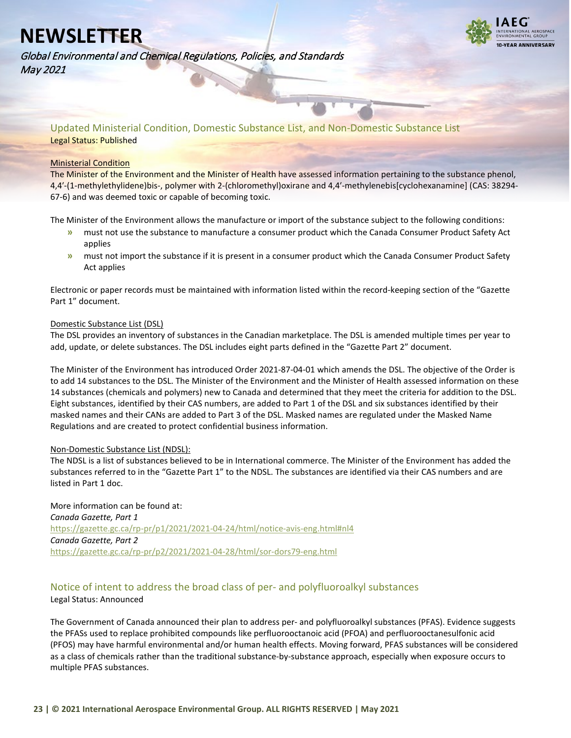## Updated Ministerial Condition, Domestic Substance List, and Non-Domestic Substance List

Legal Status: Published

Ministerial Condition

The Minister of the Environment and the Minister of Health have assessed information pertaining to the substance phenol, 4,4'-(1-methylethylidene)bis-, polymer with 2-(chloromethyl)oxirane and 4,4'-methylenebis[cyclohexanamine] (CAS: 38294-67-6) and was deemed toxic or capable of becoming toxic.

The Minister of the Environment allows the manufacture or import of the substance subject to the following conditions:

- must not use the substance to manufacture a consumer product which the Canada Consumer Product Safety Act applies
- must not import the substance if it is present in a consumer product which the Canada Consumer Product Safety Act applies

Electronic or paper records must be maintained with information listed within the record-keeping section of the "Gazette Part 1" document.

Domestic Substance List (DSL)

The DSL provides an inventory of substances in the Canadian marketplace. The DSL is amended multiple times per year to add, update, or delete substances. The DSL includes eight parts defined in the "Gazette Part 2" document.

The Minister of the Environment has introduced Order 2021-87-04-01 which amends the DSL. The objective of the Order is to add 14 substances to the DSL. The Minister of the Environment and the Minister of Health assessed information on these 14 substances (chemicals and polymers) new to Canada and determined that they meet the criteria for addition to the DSL. Eight substances, identified by their CAS numbers, are added to Part 1 of the DSL and six substances identified by their masked names and their CANs are added to Part 3 of the DSL. Masked names are regulated under the Masked Name Regulations and are created to protect confidential business information.

Non-Domestic Substance List (NDSL):

The NDSL is a list of substances believed to be in International commerce. The Minister of the Environment has added the substances referred to in the "Gazette Part 1" to the NDSL. The substances are identified via their CAS numbers and are listed in Part 1 doc.

More information can be found at:
*Canada Gazette, Part 1*
https://gazette.gc.ca/rp-pr/p1/2021/2021-04-24/html/notice-avis-eng.html#nl4
*Canada Gazette, Part 2*
https://gazette.gc.ca/rp-pr/p2/2021/2021-04-28/html/sor-dors79-eng.html

## Notice of intent to address the broad class of per- and polyfluoroalkyl substances

Legal Status: Announced

The Government of Canada announced their plan to address per- and polyfluoroalkyl substances (PFAS). Evidence suggests the PFASs used to replace prohibited compounds like perfluorooctanoic acid (PFOA) and perfluorooctanesulfonic acid (PFOS) may have harmful environmental and/or human health effects. Moving forward, PFAS substances will be considered as a class of chemicals rather than the traditional substance-by-substance approach, especially when exposure occurs to multiple PFAS substances.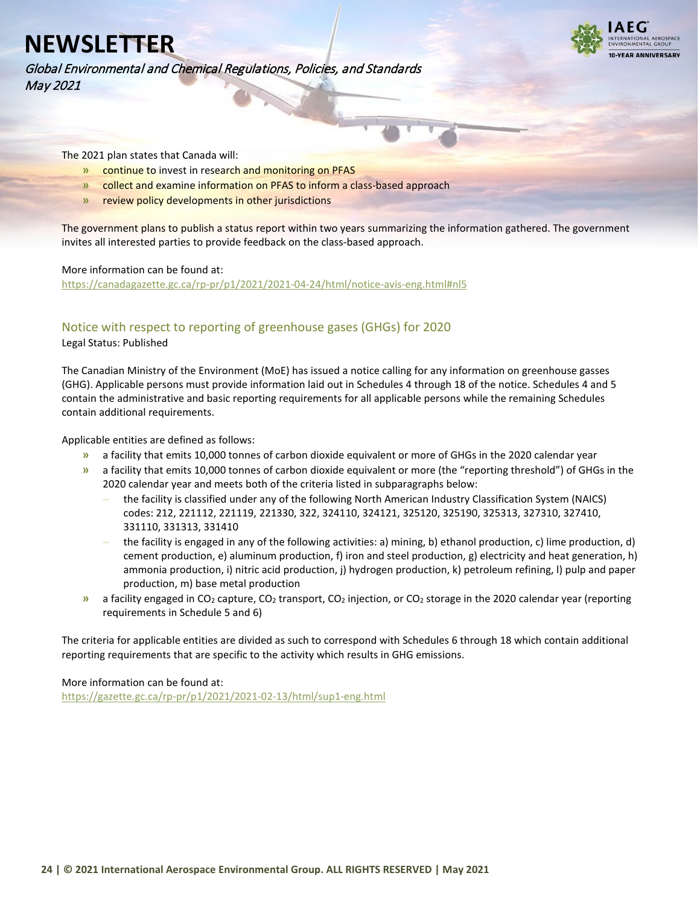The 2021 plan states that Canada will:

- continue to invest in research and monitoring on PFAS
- collect and examine information on PFAS to inform a class-based approach
- review policy developments in other jurisdictions

The government plans to publish a status report within two years summarizing the information gathered. The government invites all interested parties to provide feedback on the class-based approach.

More information can be found at:
https://canadagazette.gc.ca/rp-pr/p1/2021/2021-04-24/html/notice-avis-eng.html#nl5

## Notice with respect to reporting of greenhouse gases (GHGs) for 2020

Legal Status: Published

The Canadian Ministry of the Environment (MoE) has issued a notice calling for any information on greenhouse gasses (GHG). Applicable persons must provide information laid out in Schedules 4 through 18 of the notice. Schedules 4 and 5 contain the administrative and basic reporting requirements for all applicable persons while the remaining Schedules contain additional requirements.

Applicable entities are defined as follows:

- a facility that emits 10,000 tonnes of carbon dioxide equivalent or more of GHGs in the 2020 calendar year
- a facility that emits 10,000 tonnes of carbon dioxide equivalent or more (the “reporting threshold”) of GHGs in the 2020 calendar year and meets both of the criteria listed in subparagraphs below:
  - the facility is classified under any of the following North American Industry Classification System (NAICS) codes: 212, 221112, 221119, 221330, 322, 324110, 324121, 325120, 325190, 325313, 327310, 327410, 331110, 331313, 331410
  - the facility is engaged in any of the following activities: a) mining, b) ethanol production, c) lime production, d) cement production, e) aluminum production, f) iron and steel production, g) electricity and heat generation, h) ammonia production, i) nitric acid production, j) hydrogen production, k) petroleum refining, l) pulp and paper production, m) base metal production
- a facility engaged in $CO_2$ capture, $CO_2$ transport, $CO_2$ injection, or $CO_2$ storage in the 2020 calendar year (reporting requirements in Schedule 5 and 6)

The criteria for applicable entities are divided as such to correspond with Schedules 6 through 18 which contain additional reporting requirements that are specific to the activity which results in GHG emissions.

More information can be found at:
https://gazette.gc.ca/rp-pr/p1/2021/2021-02-13/html/sup1-eng.html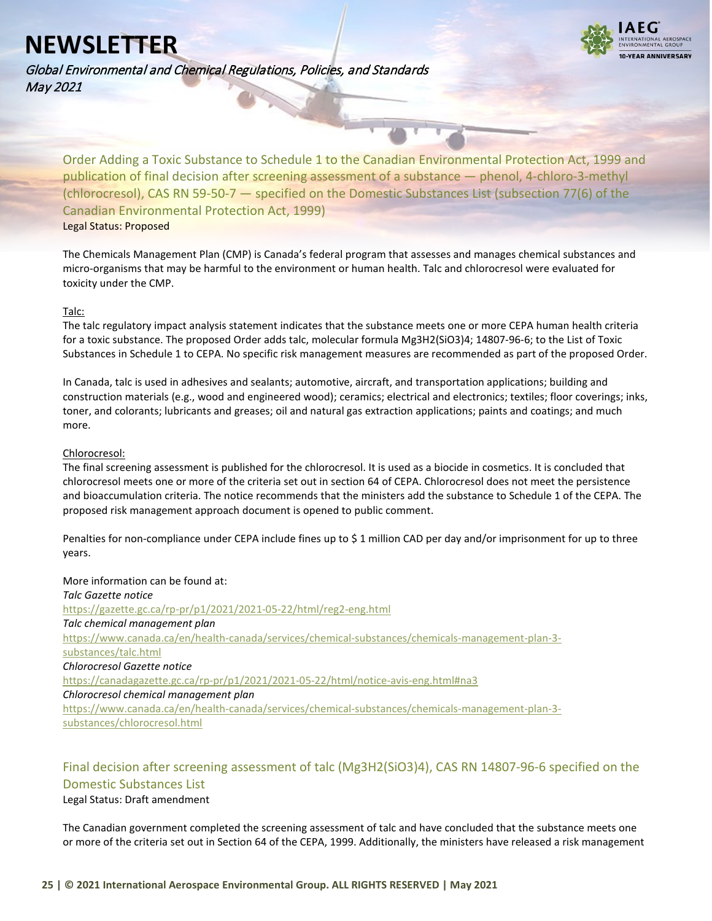## Order Adding a Toxic Substance to Schedule 1 to the Canadian Environmental Protection Act, 1999 and publication of final decision after screening assessment of a substance — phenol, 4-chloro-3-methyl (chlorocresol), CAS RN 59-50-7 — specified on the Domestic Substances List (subsection 77(6) of the Canadian Environmental Protection Act, 1999)

Legal Status: Proposed

The Chemicals Management Plan (CMP) is Canada's federal program that assesses and manages chemical substances and micro-organisms that may be harmful to the environment or human health. Talc and chlorocresol were evaluated for toxicity under the CMP.

Talc:

The talc regulatory impact analysis statement indicates that the substance meets one or more CEPA human health criteria for a toxic substance. The proposed Order adds talc, molecular formula $Mg_3H_2(SiO_3)_4$; 14807-96-6; to the List of Toxic Substances in Schedule 1 to CEPA. No specific risk management measures are recommended as part of the proposed Order.

In Canada, talc is used in adhesives and sealants; automotive, aircraft, and transportation applications; building and construction materials (e.g., wood and engineered wood); ceramics; electrical and electronics; textiles; floor coverings; inks, toner, and colorants; lubricants and greases; oil and natural gas extraction applications; paints and coatings; and much more.

Chlorocresol:

The final screening assessment is published for the chlorocresol. It is used as a biocide in cosmetics. It is concluded that chlorocresol meets one or more of the criteria set out in section 64 of CEPA. Chlorocresol does not meet the persistence and bioaccumulation criteria. The notice recommends that the ministers add the substance to Schedule 1 of the CEPA. The proposed risk management approach document is opened to public comment.

Penalties for non-compliance under CEPA include fines up to $ 1 million CAD per day and/or imprisonment for up to three years.

More information can be found at:

*Talc Gazette notice*
https://gazette.gc.ca/rp-pr/p1/2021/2021-05-22/html/reg2-eng.html

*Talc chemical management plan*
https://www.canada.ca/en/health-canada/services/chemical-substances/chemicals-management-plan-3-substances/talc.html

*Chlorocresol Gazette notice*
https://canadagazette.gc.ca/rp-pr/p1/2021/2021-05-22/html/notice-avis-eng.html#na3

*Chlorocresol chemical management plan*
https://www.canada.ca/en/health-canada/services/chemical-substances/chemicals-management-plan-3-substances/chlorocresol.html

## Final decision after screening assessment of talc ($Mg_3H_2(SiO_3)_4$), CAS RN 14807-96-6 specified on the Domestic Substances List

Legal Status: Draft amendment

The Canadian government completed the screening assessment of talc and have concluded that the substance meets one or more of the criteria set out in Section 64 of the CEPA, 1999. Additionally, the ministers have released a risk management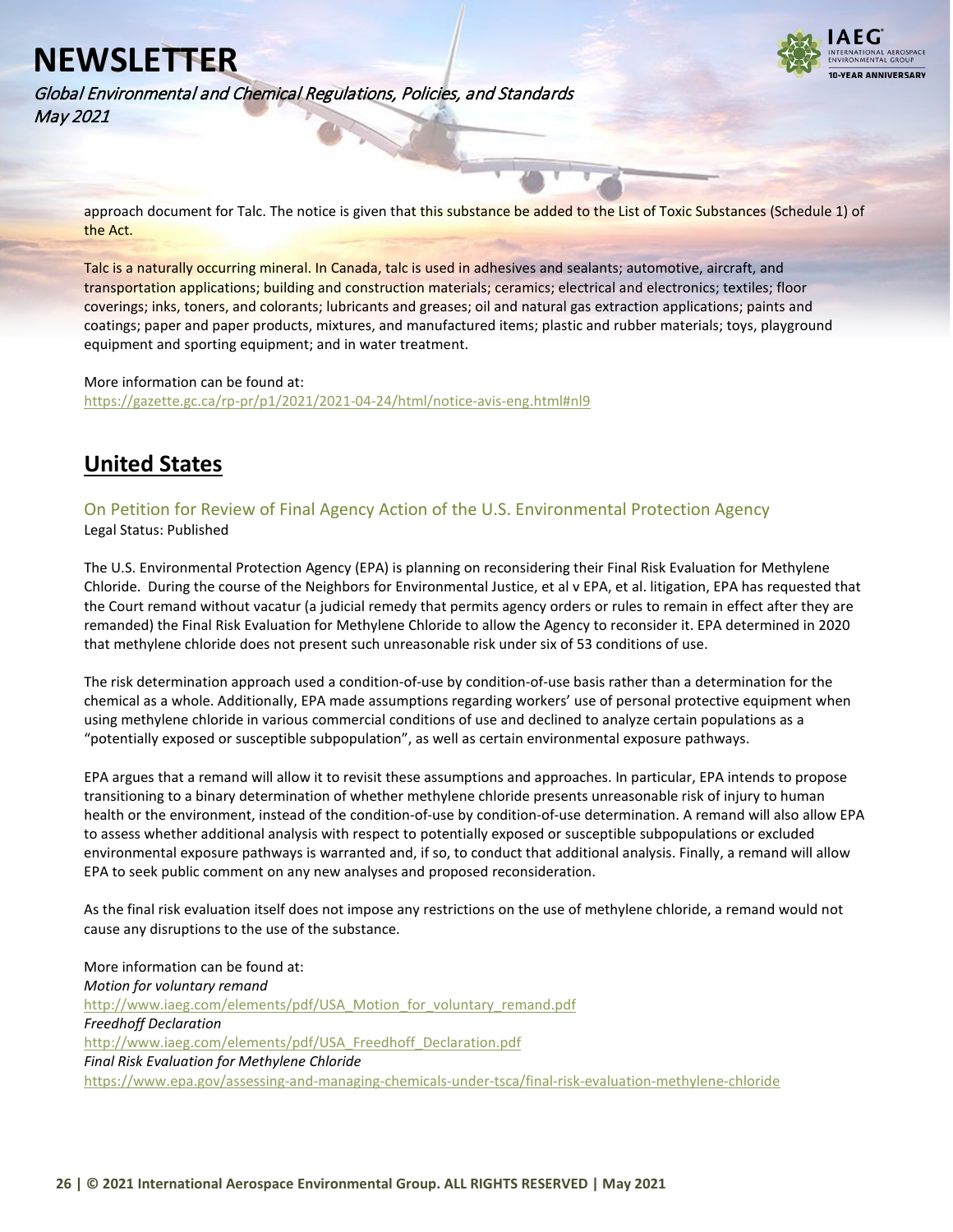approach document for Talc. The notice is given that this substance be added to the List of Toxic Substances (Schedule 1) of the Act.

Talc is a naturally occurring mineral. In Canada, talc is used in adhesives and sealants; automotive, aircraft, and transportation applications; building and construction materials; ceramics; electrical and electronics; textiles; floor coverings; inks, toners, and colorants; lubricants and greases; oil and natural gas extraction applications; paints and coatings; paper and paper products, mixtures, and manufactured items; plastic and rubber materials; toys, playground equipment and sporting equipment; and in water treatment.

More information can be found at:
https://gazette.gc.ca/rp-pr/p1/2021/2021-04-24/html/notice-avis-eng.html#nl9

## United States

### On Petition for Review of Final Agency Action of the U.S. Environmental Protection Agency

Legal Status: Published

The U.S. Environmental Protection Agency (EPA) is planning on reconsidering their Final Risk Evaluation for Methylene Chloride. During the course of the Neighbors for Environmental Justice, et al v EPA, et al. litigation, EPA has requested that the Court remand without vacatur (a judicial remedy that permits agency orders or rules to remain in effect after they are remanded) the Final Risk Evaluation for Methylene Chloride to allow the Agency to reconsider it. EPA determined in 2020 that methylene chloride does not present such unreasonable risk under six of 53 conditions of use.

The risk determination approach used a condition-of-use by condition-of-use basis rather than a determination for the chemical as a whole. Additionally, EPA made assumptions regarding workers' use of personal protective equipment when using methylene chloride in various commercial conditions of use and declined to analyze certain populations as a "potentially exposed or susceptible subpopulation", as well as certain environmental exposure pathways.

EPA argues that a remand will allow it to revisit these assumptions and approaches. In particular, EPA intends to propose transitioning to a binary determination of whether methylene chloride presents unreasonable risk of injury to human health or the environment, instead of the condition-of-use by condition-of-use determination. A remand will also allow EPA to assess whether additional analysis with respect to potentially exposed or susceptible subpopulations or excluded environmental exposure pathways is warranted and, if so, to conduct that additional analysis. Finally, a remand will allow EPA to seek public comment on any new analyses and proposed reconsideration.

As the final risk evaluation itself does not impose any restrictions on the use of methylene chloride, a remand would not cause any disruptions to the use of the substance.

More information can be found at:
*Motion for voluntary remand*
http://www.iaeg.com/elements/pdf/USA_Motion_for_voluntary_remand.pdf
*Freedhoff Declaration*
http://www.iaeg.com/elements/pdf/USA_Freedhoff_Declaration.pdf
*Final Risk Evaluation for Methylene Chloride*
https://www.epa.gov/assessing-and-managing-chemicals-under-tsca/final-risk-evaluation-methylene-chloride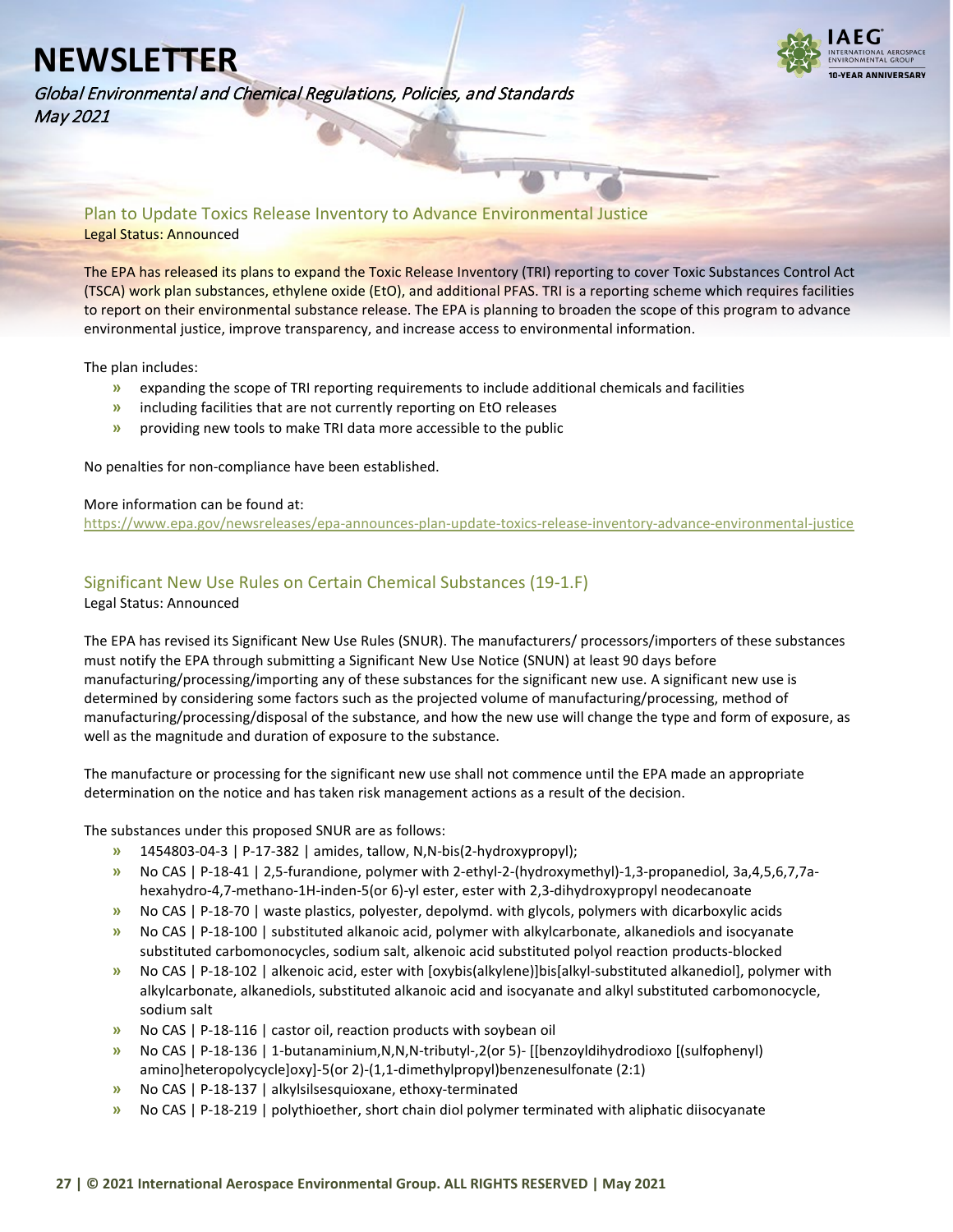## Plan to Update Toxics Release Inventory to Advance Environmental Justice

Legal Status: Announced

The EPA has released its plans to expand the Toxic Release Inventory (TRI) reporting to cover Toxic Substances Control Act (TSCA) work plan substances, ethylene oxide (EtO), and additional PFAS. TRI is a reporting scheme which requires facilities to report on their environmental substance release. The EPA is planning to broaden the scope of this program to advance environmental justice, improve transparency, and increase access to environmental information.

The plan includes:

- expanding the scope of TRI reporting requirements to include additional chemicals and facilities
- including facilities that are not currently reporting on EtO releases
- providing new tools to make TRI data more accessible to the public

No penalties for non-compliance have been established.

More information can be found at:
https://www.epa.gov/newsreleases/epa-announces-plan-update-toxics-release-inventory-advance-environmental-justice

## Significant New Use Rules on Certain Chemical Substances (19-1.F)

Legal Status: Announced

The EPA has revised its Significant New Use Rules (SNUR). The manufacturers/ processors/importers of these substances must notify the EPA through submitting a Significant New Use Notice (SNUN) at least 90 days before manufacturing/processing/importing any of these substances for the significant new use. A significant new use is determined by considering some factors such as the projected volume of manufacturing/processing, method of manufacturing/processing/disposal of the substance, and how the new use will change the type and form of exposure, as well as the magnitude and duration of exposure to the substance.

The manufacture or processing for the significant new use shall not commence until the EPA made an appropriate determination on the notice and has taken risk management actions as a result of the decision.

The substances under this proposed SNUR are as follows:

- 1454803-04-3 | P-17-382 | amides, tallow, N,N-bis(2-hydroxypropyl);
- No CAS | P-18-41 | 2,5-furandione, polymer with 2-ethyl-2-(hydroxymethyl)-1,3-propanediol, 3a,4,5,6,7,7a-hexahydro-4,7-methano-1H-inden-5(or 6)-yl ester, ester with 2,3-dihydroxypropyl neodecanoate
- No CAS | P-18-70 | waste plastics, polyester, depolymd. with glycols, polymers with dicarboxylic acids
- No CAS | P-18-100 | substituted alkanoic acid, polymer with alkylcarbonate, alkanediols and isocyanate substituted carbomonocycles, sodium salt, alkenoic acid substituted polyol reaction products-blocked
- No CAS | P-18-102 | alkenoic acid, ester with [oxybis(alkylene)]bis[alkyl-substituted alkanediol], polymer with alkylcarbonate, alkanediols, substituted alkanoic acid and isocyanate and alkyl substituted carbomonocycle, sodium salt
- No CAS | P-18-116 | castor oil, reaction products with soybean oil
- No CAS | P-18-136 | 1-butanaminium,N,N,N-tributyl-,2(or 5)- [[benzoyldihydrodioxo [(sulfophenyl) amino]heteropolycycle]oxy]-5(or 2)-(1,1-dimethylpropyl)benzenesulfonate (2:1)
- No CAS | P-18-137 | alkylsilsesquioxane, ethoxy-terminated
- No CAS | P-18-219 | polythioether, short chain diol polymer terminated with aliphatic diisocyanate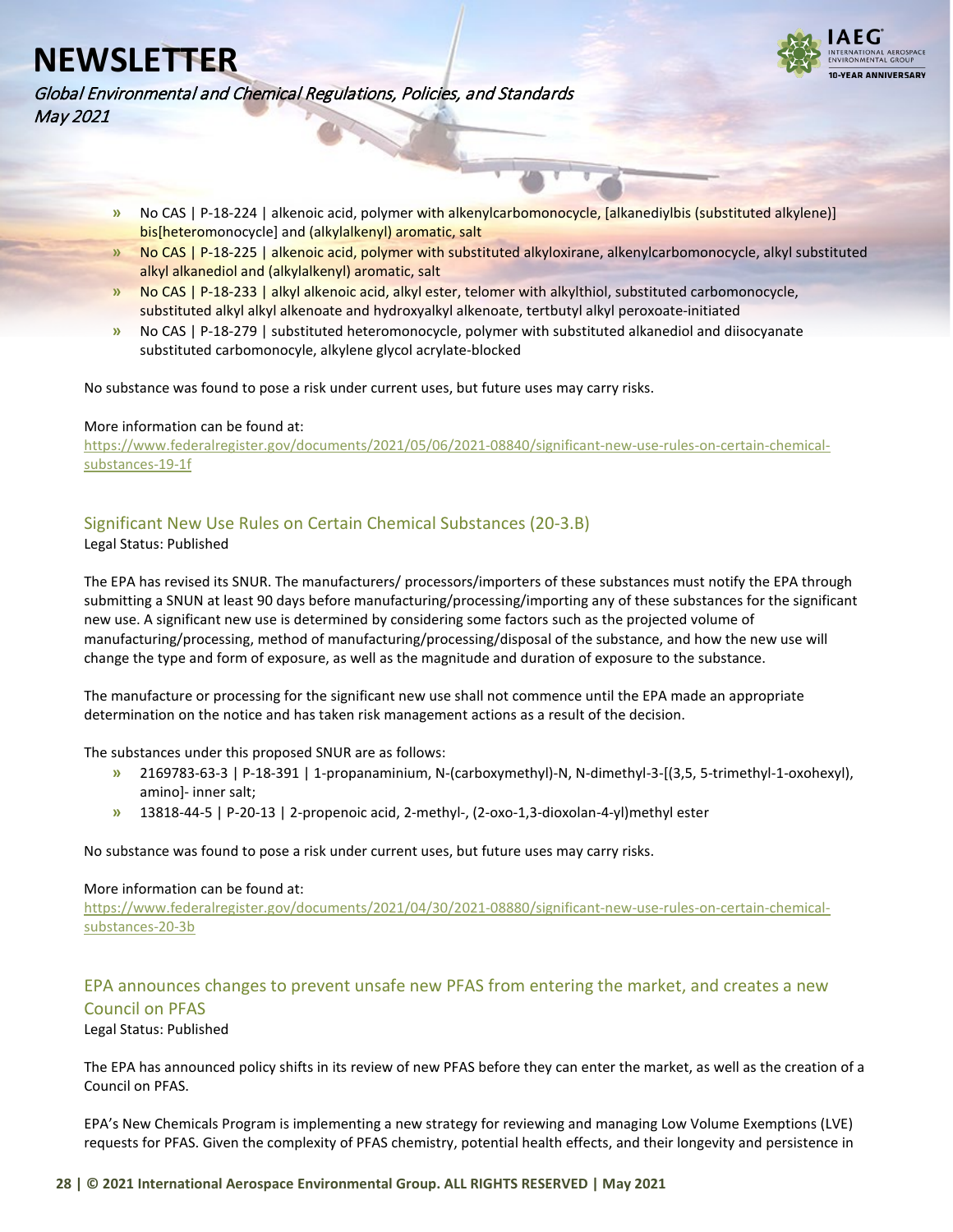- No CAS | P-18-224 | alkenoic acid, polymer with alkenylcarbomonocycle, [alkanediylbis (substituted alkylene)] bis[heteromonocycle] and (alkylalkenyl) aromatic, salt
- No CAS | P-18-225 | alkenoic acid, polymer with substituted alkyloxirane, alkenylcarbomonocycle, alkyl substituted alkyl alkanediol and (alkylalkenyl) aromatic, salt
- No CAS | P-18-233 | alkyl alkenoic acid, alkyl ester, telomer with alkylthiol, substituted carbomonocycle, substituted alkyl alkyl alkenoate and hydroxyalkyl alkenoate, tertbutyl alkyl peroxoate-initiated
- No CAS | P-18-279 | substituted heteromonocycle, polymer with substituted alkanediol and diisocyanate substituted carbomonocycle, alkylene glycol acrylate-blocked

No substance was found to pose a risk under current uses, but future uses may carry risks.

More information can be found at:
https://www.federalregister.gov/documents/2021/05/06/2021-08840/significant-new-use-rules-on-certain-chemical-substances-19-1f

## Significant New Use Rules on Certain Chemical Substances (20-3.B)

Legal Status: Published

The EPA has revised its SNUR. The manufacturers/ processors/importers of these substances must notify the EPA through submitting a SNUN at least 90 days before manufacturing/processing/importing any of these substances for the significant new use. A significant new use is determined by considering some factors such as the projected volume of manufacturing/processing, method of manufacturing/processing/disposal of the substance, and how the new use will change the type and form of exposure, as well as the magnitude and duration of exposure to the substance.

The manufacture or processing for the significant new use shall not commence until the EPA made an appropriate determination on the notice and has taken risk management actions as a result of the decision.

The substances under this proposed SNUR are as follows:

- 2169783-63-3 | P-18-391 | 1-propanaminium, N-(carboxymethyl)-N, N-dimethyl-3-[(3,5, 5-trimethyl-1-oxohexyl), amino]- inner salt;
- 13818-44-5 | P-20-13 | 2-propenoic acid, 2-methyl-, (2-oxo-1,3-dioxolan-4-yl)methyl ester

No substance was found to pose a risk under current uses, but future uses may carry risks.

More information can be found at:
https://www.federalregister.gov/documents/2021/04/30/2021-08880/significant-new-use-rules-on-certain-chemical-substances-20-3b

## EPA announces changes to prevent unsafe new PFAS from entering the market, and creates a new Council on PFAS

Legal Status: Published

The EPA has announced policy shifts in its review of new PFAS before they can enter the market, as well as the creation of a Council on PFAS.

EPA's New Chemicals Program is implementing a new strategy for reviewing and managing Low Volume Exemptions (LVE) requests for PFAS. Given the complexity of PFAS chemistry, potential health effects, and their longevity and persistence in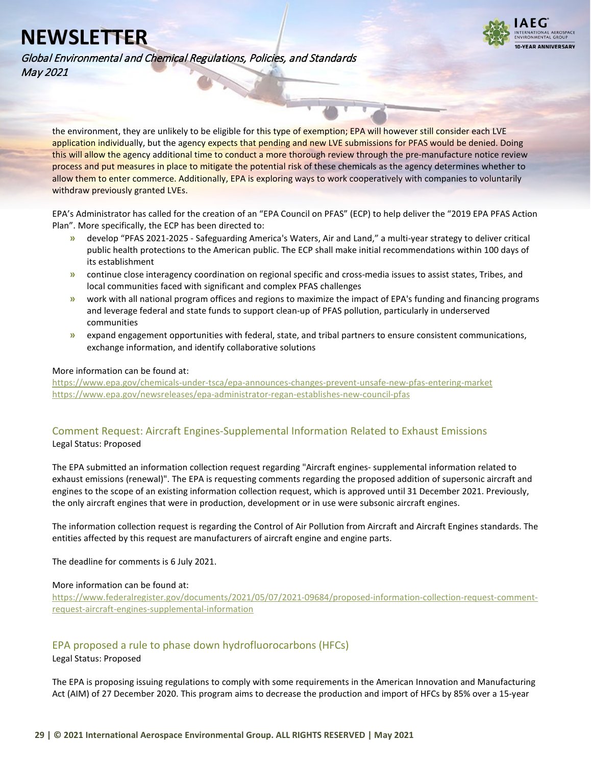the environment, they are unlikely to be eligible for this type of exemption; EPA will however still consider each LVE application individually, but the agency expects that pending and new LVE submissions for PFAS would be denied. Doing this will allow the agency additional time to conduct a more thorough review through the pre-manufacture notice review process and put measures in place to mitigate the potential risk of these chemicals as the agency determines whether to allow them to enter commerce. Additionally, EPA is exploring ways to work cooperatively with companies to voluntarily withdraw previously granted LVEs.

EPA's Administrator has called for the creation of an "EPA Council on PFAS" (ECP) to help deliver the "2019 EPA PFAS Action Plan". More specifically, the ECP has been directed to:

- develop "PFAS 2021-2025 - Safeguarding America's Waters, Air and Land," a multi-year strategy to deliver critical public health protections to the American public. The ECP shall make initial recommendations within 100 days of its establishment
- continue close interagency coordination on regional specific and cross-media issues to assist states, Tribes, and local communities faced with significant and complex PFAS challenges
- work with all national program offices and regions to maximize the impact of EPA's funding and financing programs and leverage federal and state funds to support clean-up of PFAS pollution, particularly in underserved communities
- expand engagement opportunities with federal, state, and tribal partners to ensure consistent communications, exchange information, and identify collaborative solutions

More information can be found at:
https://www.epa.gov/chemicals-under-tsca/epa-announces-changes-prevent-unsafe-new-pfas-entering-market
https://www.epa.gov/newsreleases/epa-administrator-regan-establishes-new-council-pfas

## Comment Request: Aircraft Engines-Supplemental Information Related to Exhaust Emissions

Legal Status: Proposed

The EPA submitted an information collection request regarding "Aircraft engines- supplemental information related to exhaust emissions (renewal)". The EPA is requesting comments regarding the proposed addition of supersonic aircraft and engines to the scope of an existing information collection request, which is approved until 31 December 2021. Previously, the only aircraft engines that were in production, development or in use were subsonic aircraft engines.

The information collection request is regarding the Control of Air Pollution from Aircraft and Aircraft Engines standards. The entities affected by this request are manufacturers of aircraft engine and engine parts.

The deadline for comments is 6 July 2021.

More information can be found at:
https://www.federalregister.gov/documents/2021/05/07/2021-09684/proposed-information-collection-request-comment-request-aircraft-engines-supplemental-information

## EPA proposed a rule to phase down hydrofluorocarbons (HFCs)

Legal Status: Proposed

The EPA is proposing issuing regulations to comply with some requirements in the American Innovation and Manufacturing Act (AIM) of 27 December 2020. This program aims to decrease the production and import of HFCs by 85% over a 15-year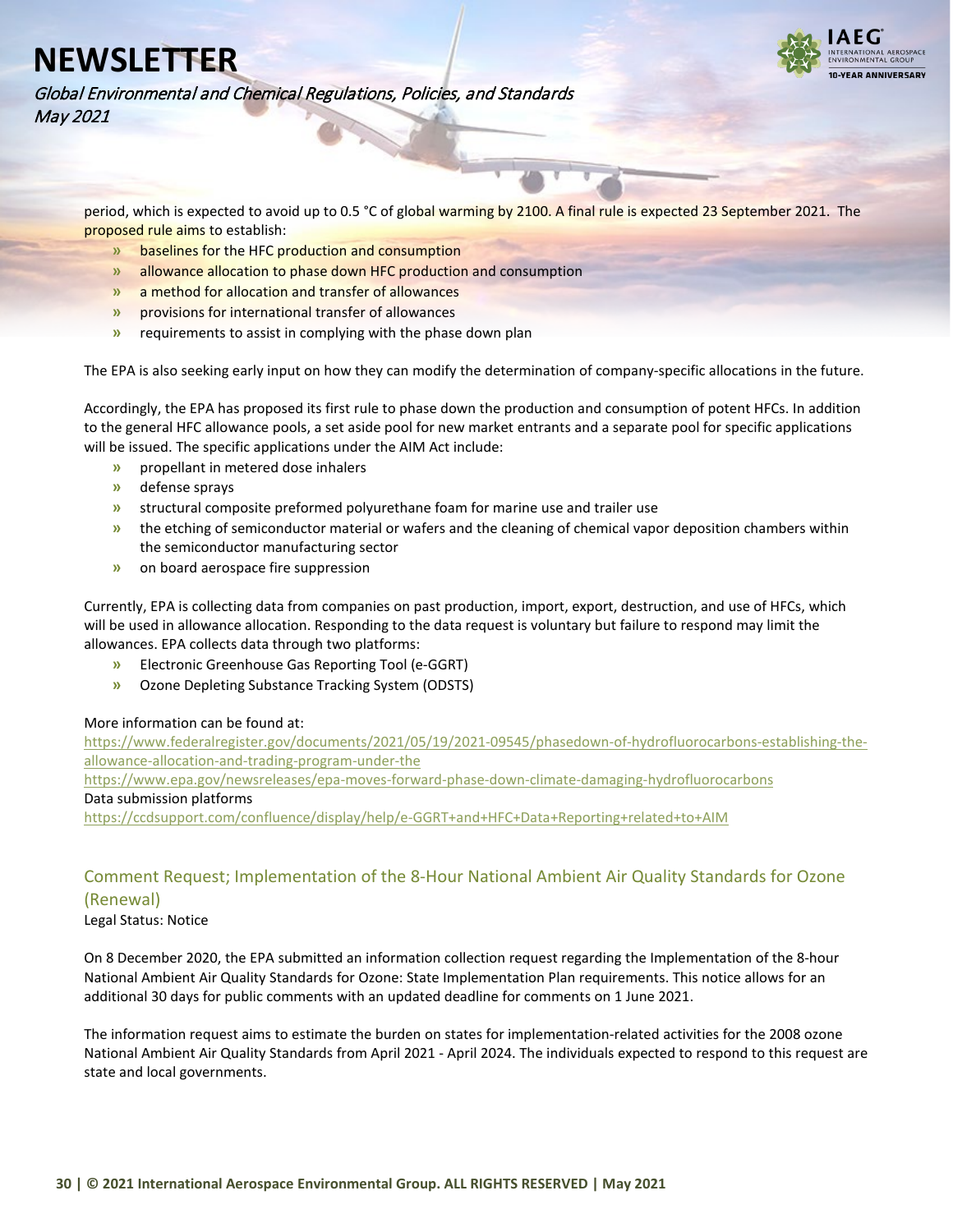period, which is expected to avoid up to 0.5 °C of global warming by 2100. A final rule is expected 23 September 2021. The proposed rule aims to establish:

- baselines for the HFC production and consumption
- allowance allocation to phase down HFC production and consumption
- a method for allocation and transfer of allowances
- provisions for international transfer of allowances
- requirements to assist in complying with the phase down plan

The EPA is also seeking early input on how they can modify the determination of company-specific allocations in the future.

Accordingly, the EPA has proposed its first rule to phase down the production and consumption of potent HFCs. In addition to the general HFC allowance pools, a set aside pool for new market entrants and a separate pool for specific applications will be issued. The specific applications under the AIM Act include:

- propellant in metered dose inhalers
- defense sprays
- structural composite preformed polyurethane foam for marine use and trailer use
- the etching of semiconductor material or wafers and the cleaning of chemical vapor deposition chambers within the semiconductor manufacturing sector
- on board aerospace fire suppression

Currently, EPA is collecting data from companies on past production, import, export, destruction, and use of HFCs, which will be used in allowance allocation. Responding to the data request is voluntary but failure to respond may limit the allowances. EPA collects data through two platforms:

- Electronic Greenhouse Gas Reporting Tool (e-GGRT)
- Ozone Depleting Substance Tracking System (ODSTS)

More information can be found at:
https://www.federalregister.gov/documents/2021/05/19/2021-09545/phasedown-of-hydrofluorocarbons-establishing-the-allowance-allocation-and-trading-program-under-the
https://www.epa.gov/newsreleases/epa-moves-forward-phase-down-climate-damaging-hydrofluorocarbons
Data submission platforms
https://ccdsupport.com/confluence/display/help/e-GGRT+and+HFC+Data+Reporting+related+to+AIM

## Comment Request; Implementation of the 8-Hour National Ambient Air Quality Standards for Ozone (Renewal)

Legal Status: Notice

On 8 December 2020, the EPA submitted an information collection request regarding the Implementation of the 8-hour National Ambient Air Quality Standards for Ozone: State Implementation Plan requirements. This notice allows for an additional 30 days for public comments with an updated deadline for comments on 1 June 2021.

The information request aims to estimate the burden on states for implementation-related activities for the 2008 ozone National Ambient Air Quality Standards from April 2021 - April 2024. The individuals expected to respond to this request are state and local governments.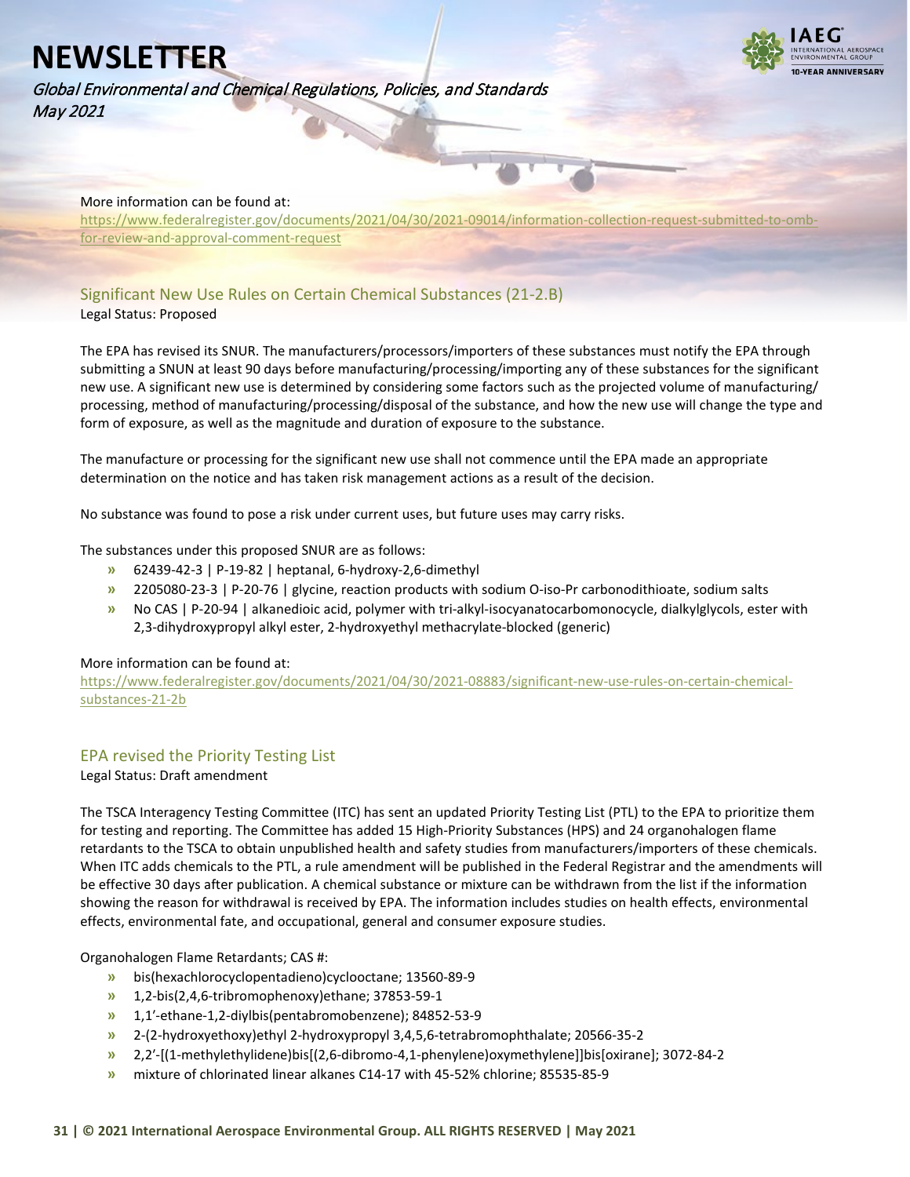More information can be found at:
https://www.federalregister.gov/documents/2021/04/30/2021-09014/information-collection-request-submitted-to-omb-for-review-and-approval-comment-request

## Significant New Use Rules on Certain Chemical Substances (21-2.B)

Legal Status: Proposed

The EPA has revised its SNUR. The manufacturers/processors/importers of these substances must notify the EPA through submitting a SNUN at least 90 days before manufacturing/processing/importing any of these substances for the significant new use. A significant new use is determined by considering some factors such as the projected volume of manufacturing/ processing, method of manufacturing/processing/disposal of the substance, and how the new use will change the type and form of exposure, as well as the magnitude and duration of exposure to the substance.

The manufacture or processing for the significant new use shall not commence until the EPA made an appropriate determination on the notice and has taken risk management actions as a result of the decision.

No substance was found to pose a risk under current uses, but future uses may carry risks.

The substances under this proposed SNUR are as follows:

- 62439-42-3 | P-19-82 | heptanal, 6-hydroxy-2,6-dimethyl
- 2205080-23-3 | P-20-76 | glycine, reaction products with sodium O-iso-Pr carbonodithioate, sodium salts
- No CAS | P-20-94 | alkanedioic acid, polymer with tri-alkyl-isocyanatocarbomonocycle, dialkylglycols, ester with 2,3-dihydroxypropyl alkyl ester, 2-hydroxyethyl methacrylate-blocked (generic)

More information can be found at:
https://www.federalregister.gov/documents/2021/04/30/2021-08883/significant-new-use-rules-on-certain-chemical-substances-21-2b

## EPA revised the Priority Testing List

Legal Status: Draft amendment

The TSCA Interagency Testing Committee (ITC) has sent an updated Priority Testing List (PTL) to the EPA to prioritize them for testing and reporting. The Committee has added 15 High-Priority Substances (HPS) and 24 organohalogen flame retardants to the TSCA to obtain unpublished health and safety studies from manufacturers/importers of these chemicals. When ITC adds chemicals to the PTL, a rule amendment will be published in the Federal Registrar and the amendments will be effective 30 days after publication. A chemical substance or mixture can be withdrawn from the list if the information showing the reason for withdrawal is received by EPA. The information includes studies on health effects, environmental effects, environmental fate, and occupational, general and consumer exposure studies.

Organohalogen Flame Retardants; CAS #:

- bis(hexachlorocyclopentadieno)cyclooctane; 13560-89-9
- 1,2-bis(2,4,6-tribromophenoxy)ethane; 37853-59-1
- 1,1'-ethane-1,2-diylbis(pentabromobenzene); 84852-53-9
- 2-(2-hydroxyethoxy)ethyl 2-hydroxypropyl 3,4,5,6-tetrabromophthalate; 20566-35-2
- 2,2'-[(1-methylethylidene)bis[(2,6-dibromo-4,1-phenylene)oxymethylene]]bis[oxirane]; 3072-84-2
- mixture of chlorinated linear alkanes C14-17 with 45-52% chlorine; 85535-85-9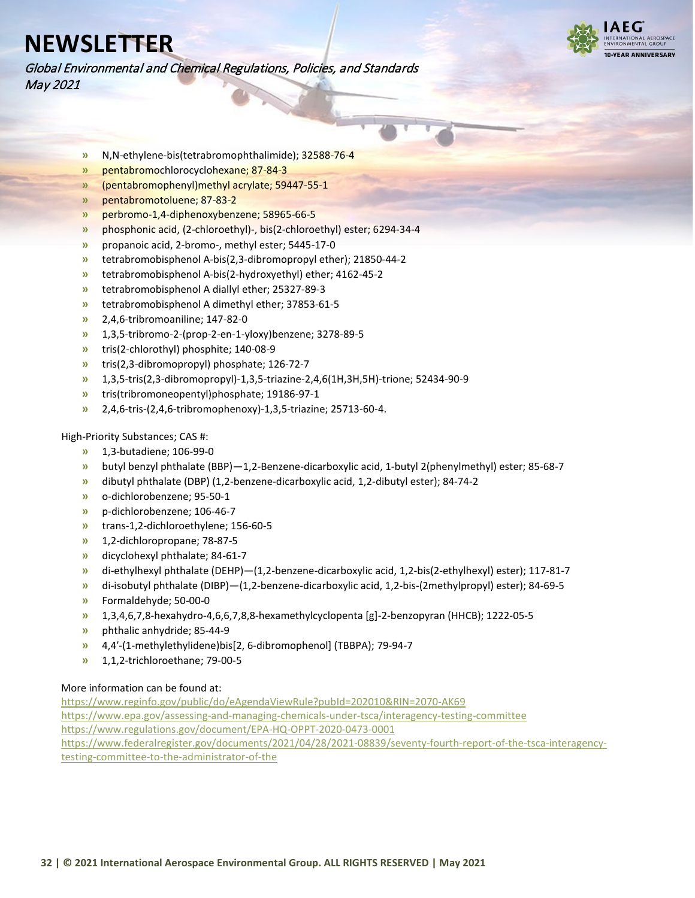- N,N-ethylene-bis(tetrabromophthalimide); 32588-76-4
- pentabromochlorocyclohexane; 87-84-3
- (pentabromophenyl)methyl acrylate; 59447-55-1
- pentabromotoluene; 87-83-2
- perbromo-1,4-diphenoxybenzene; 58965-66-5
- phosphonic acid, (2-chloroethyl)-, bis(2-chloroethyl) ester; 6294-34-4
- propanoic acid, 2-bromo-, methyl ester; 5445-17-0
- tetrabromobisphenol A-bis(2,3-dibromopropyl ether); 21850-44-2
- tetrabromobisphenol A-bis(2-hydroxyethyl) ether; 4162-45-2
- tetrabromobisphenol A diallyl ether; 25327-89-3
- tetrabromobisphenol A dimethyl ether; 37853-61-5
- 2,4,6-tribromoaniline; 147-82-0
- 1,3,5-tribromo-2-(prop-2-en-1-yloxy)benzene; 3278-89-5
- tris(2-chlorothyl) phosphite; 140-08-9
- tris(2,3-dibromopropyl) phosphate; 126-72-7
- 1,3,5-tris(2,3-dibromopropyl)-1,3,5-triazine-2,4,6(1H,3H,5H)-trione; 52434-90-9
- tris(tribromoneopentyl)phosphate; 19186-97-1
- 2,4,6-tris-(2,4,6-tribromophenoxy)-1,3,5-triazine; 25713-60-4.

High-Priority Substances; CAS #:

- 1,3-butadiene; 106-99-0
- butyl benzyl phthalate (BBP)—1,2-Benzene-dicarboxylic acid, 1-butyl 2(phenylmethyl) ester; 85-68-7
- dibutyl phthalate (DBP) (1,2-benzene-dicarboxylic acid, 1,2-dibutyl ester); 84-74-2
- o-dichlorobenzene; 95-50-1
- p-dichlorobenzene; 106-46-7
- trans-1,2-dichloroethylene; 156-60-5
- 1,2-dichloropropane; 78-87-5
- dicyclohexyl phthalate; 84-61-7
- di-ethylhexyl phthalate (DEHP)—(1,2-benzene-dicarboxylic acid, 1,2-bis(2-ethylhexyl) ester); 117-81-7
- di-isobutyl phthalate (DIBP)—(1,2-benzene-dicarboxylic acid, 1,2-bis-(2methylpropyl) ester); 84-69-5
- Formaldehyde; 50-00-0
- 1,3,4,6,7,8-hexahydro-4,6,6,7,8,8-hexamethylcyclopenta [g]-2-benzopyran (HHCB); 1222-05-5
- phthalic anhydride; 85-44-9
- 4,4'-(1-methylethylidene)bis[2, 6-dibromophenol] (TBBPA); 79-94-7
- 1,1,2-trichloroethane; 79-00-5

More information can be found at:
https://www.reginfo.gov/public/do/eAgendaViewRule?pubId=202010&RIN=2070-AK69
https://www.epa.gov/assessing-and-managing-chemicals-under-tsca/interagency-testing-committee
https://www.regulations.gov/document/EPA-HQ-OPPT-2020-0473-0001
https://www.federalregister.gov/documents/2021/04/28/2021-08839/seventy-fourth-report-of-the-tsca-interagency-testing-committee-to-the-administrator-of-the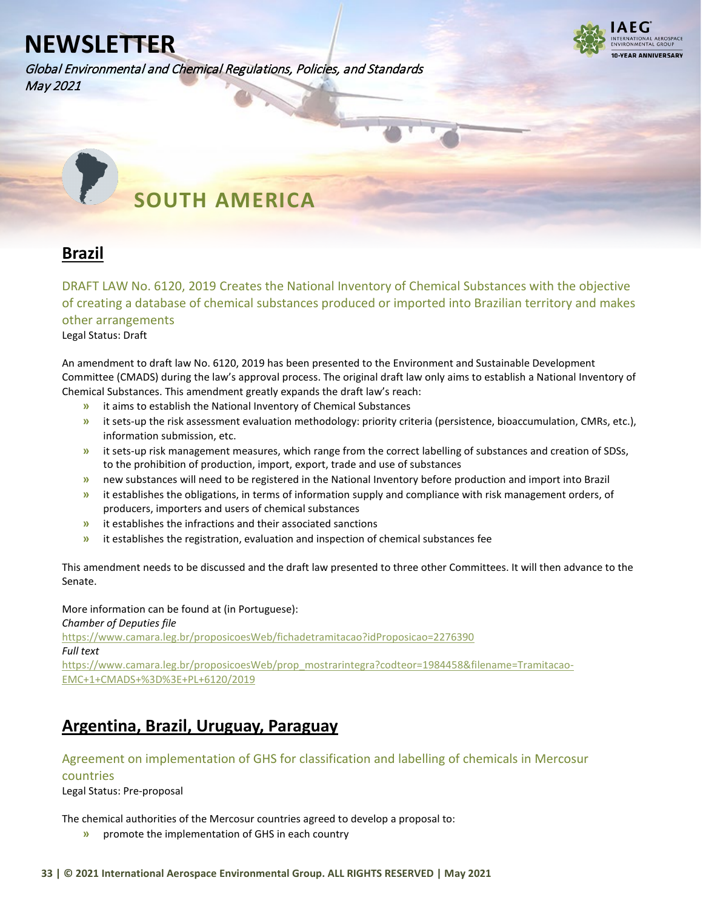# SOUTH AMERICA

## Brazil

### DRAFT LAW No. 6120, 2019 Creates the National Inventory of Chemical Substances with the objective of creating a database of chemical substances produced or imported into Brazilian territory and makes other arrangements

Legal Status: Draft

An amendment to draft law No. 6120, 2019 has been presented to the Environment and Sustainable Development Committee (CMADS) during the law's approval process. The original draft law only aims to establish a National Inventory of Chemical Substances. This amendment greatly expands the draft law's reach:

- it aims to establish the National Inventory of Chemical Substances
- it sets-up the risk assessment evaluation methodology: priority criteria (persistence, bioaccumulation, CMRs, etc.), information submission, etc.
- it sets-up risk management measures, which range from the correct labelling of substances and creation of SDSs, to the prohibition of production, import, export, trade and use of substances
- new substances will need to be registered in the National Inventory before production and import into Brazil
- it establishes the obligations, in terms of information supply and compliance with risk management orders, of producers, importers and users of chemical substances
- it establishes the infractions and their associated sanctions
- it establishes the registration, evaluation and inspection of chemical substances fee

This amendment needs to be discussed and the draft law presented to three other Committees. It will then advance to the Senate.

More information can be found at (in Portuguese):

*Chamber of Deputies file*
https://www.camara.leg.br/proposicoesWeb/fichadetramitacao?idProposicao=2276390

*Full text*
https://www.camara.leg.br/proposicoesWeb/prop_mostrarintegra?codteor=1984458&filename=Tramitacao-EMC+1+CMADS+%3D%3E+PL+6120/2019

## Argentina, Brazil, Uruguay, Paraguay

### Agreement on implementation of GHS for classification and labelling of chemicals in Mercosur countries

Legal Status: Pre-proposal

The chemical authorities of the Mercosur countries agreed to develop a proposal to:

- promote the implementation of GHS in each country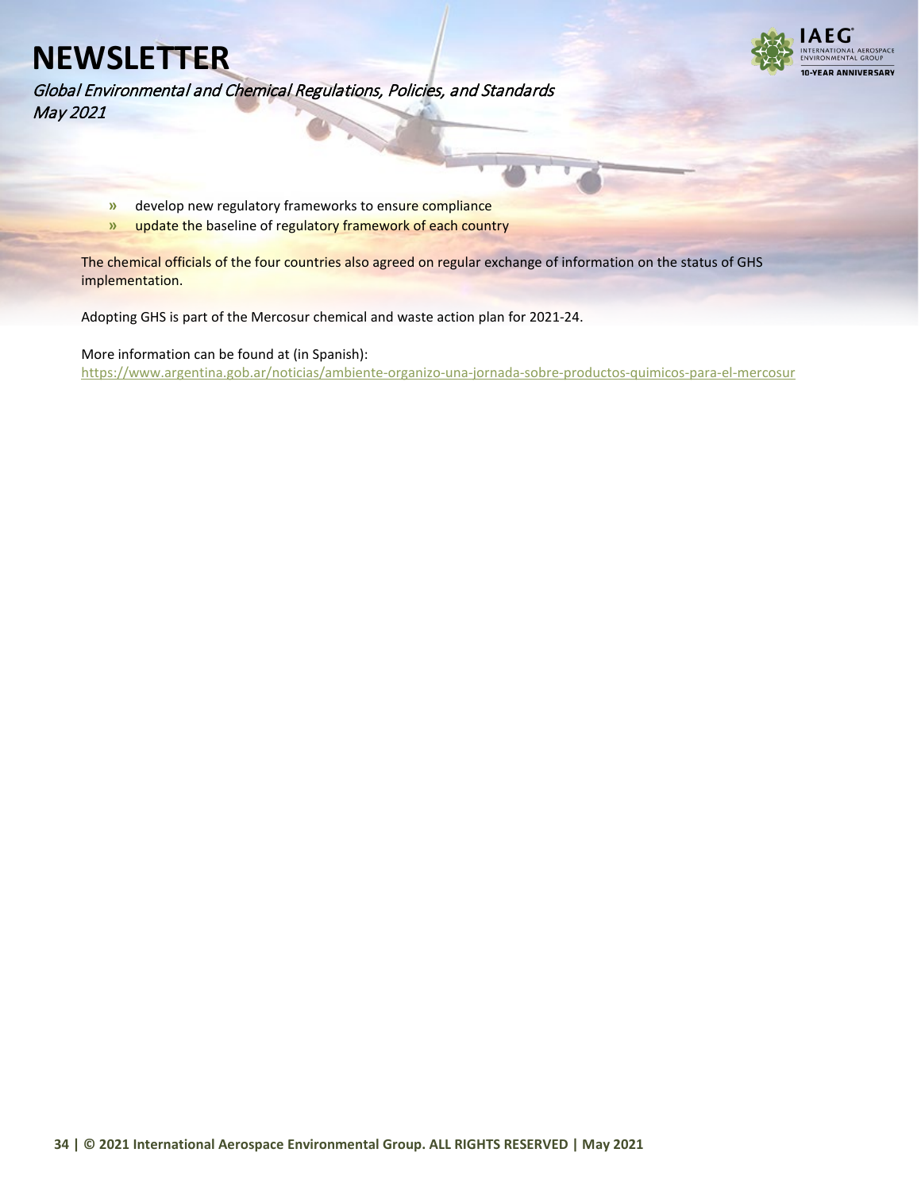- develop new regulatory frameworks to ensure compliance
- update the baseline of regulatory framework of each country

The chemical officials of the four countries also agreed on regular exchange of information on the status of GHS implementation.

Adopting GHS is part of the Mercosur chemical and waste action plan for 2021-24.

More information can be found at (in Spanish):
https://www.argentina.gob.ar/noticias/ambiente-organizo-una-jornada-sobre-productos-quimicos-para-el-mercosur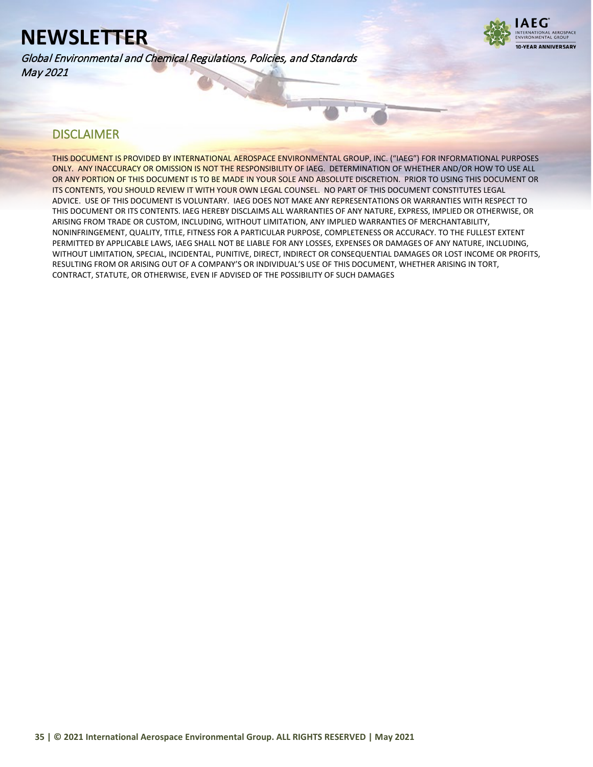## DISCLAIMER

THIS DOCUMENT IS PROVIDED BY INTERNATIONAL AEROSPACE ENVIRONMENTAL GROUP, INC. ("IAEG") FOR INFORMATIONAL PURPOSES ONLY. ANY INACCURACY OR OMISSION IS NOT THE RESPONSIBILITY OF IAEG. DETERMINATION OF WHETHER AND/OR HOW TO USE ALL OR ANY PORTION OF THIS DOCUMENT IS TO BE MADE IN YOUR SOLE AND ABSOLUTE DISCRETION. PRIOR TO USING THIS DOCUMENT OR ITS CONTENTS, YOU SHOULD REVIEW IT WITH YOUR OWN LEGAL COUNSEL. NO PART OF THIS DOCUMENT CONSTITUTES LEGAL ADVICE. USE OF THIS DOCUMENT IS VOLUNTARY. IAEG DOES NOT MAKE ANY REPRESENTATIONS OR WARRANTIES WITH RESPECT TO THIS DOCUMENT OR ITS CONTENTS. IAEG HEREBY DISCLAIMS ALL WARRANTIES OF ANY NATURE, EXPRESS, IMPLIED OR OTHERWISE, OR ARISING FROM TRADE OR CUSTOM, INCLUDING, WITHOUT LIMITATION, ANY IMPLIED WARRANTIES OF MERCHANTABILITY, NONINFRINGEMENT, QUALITY, TITLE, FITNESS FOR A PARTICULAR PURPOSE, COMPLETENESS OR ACCURACY. TO THE FULLEST EXTENT PERMITTED BY APPLICABLE LAWS, IAEG SHALL NOT BE LIABLE FOR ANY LOSSES, EXPENSES OR DAMAGES OF ANY NATURE, INCLUDING, WITHOUT LIMITATION, SPECIAL, INCIDENTAL, PUNITIVE, DIRECT, INDIRECT OR CONSEQUENTIAL DAMAGES OR LOST INCOME OR PROFITS, RESULTING FROM OR ARISING OUT OF A COMPANY'S OR INDIVIDUAL'S USE OF THIS DOCUMENT, WHETHER ARISING IN TORT, CONTRACT, STATUTE, OR OTHERWISE, EVEN IF ADVISED OF THE POSSIBILITY OF SUCH DAMAGES